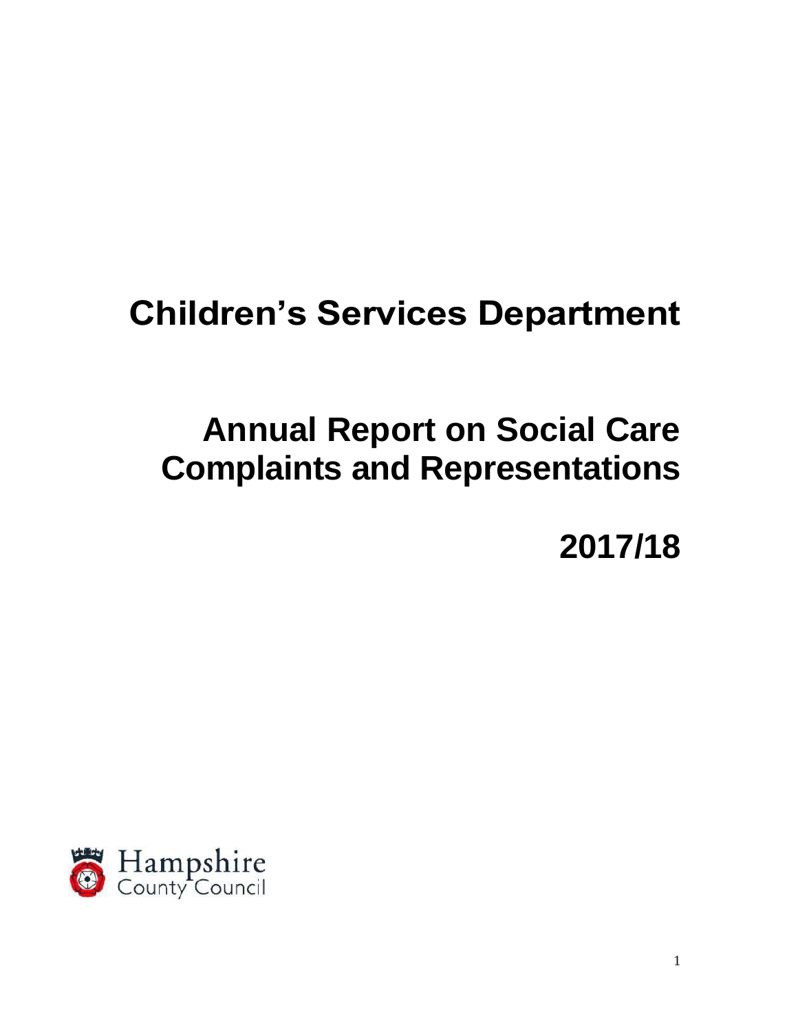# Children's Services Department

# Annual Report on Social Care Complaints and Representations

# 2017/18

Hampshire County Council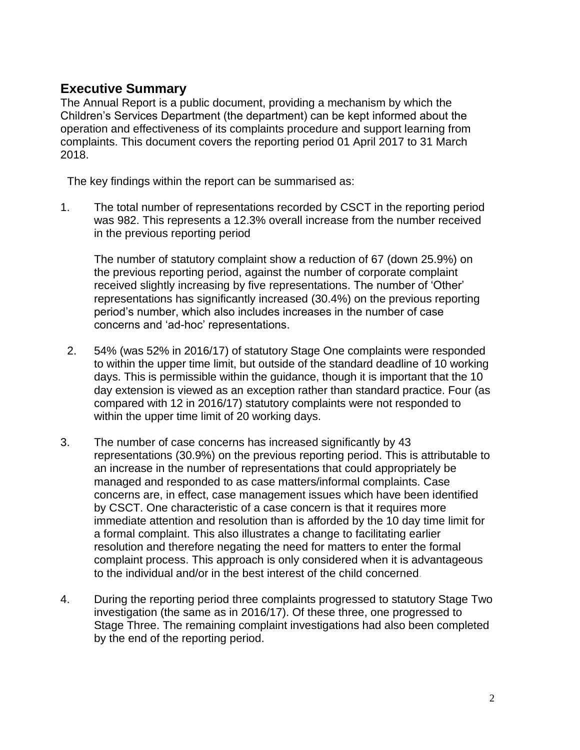## Executive Summary

The Annual Report is a public document, providing a mechanism by which the Children's Services Department (the department) can be kept informed about the operation and effectiveness of its complaints procedure and support learning from complaints. This document covers the reporting period 01 April 2017 to 31 March 2018.

The key findings within the report can be summarised as:

1. The total number of representations recorded by CSCT in the reporting period was 982. This represents a 12.3% overall increase from the number received in the previous reporting period

   The number of statutory complaint show a reduction of 67 (down 25.9%) on the previous reporting period, against the number of corporate complaint received slightly increasing by five representations. The number of 'Other' representations has significantly increased (30.4%) on the previous reporting period's number, which also includes increases in the number of case concerns and 'ad-hoc' representations.

2. 54% (was 52% in 2016/17) of statutory Stage One complaints were responded to within the upper time limit, but outside of the standard deadline of 10 working days. This is permissible within the guidance, though it is important that the 10 day extension is viewed as an exception rather than standard practice. Four (as compared with 12 in 2016/17) statutory complaints were not responded to within the upper time limit of 20 working days.

3. The number of case concerns has increased significantly by 43 representations (30.9%) on the previous reporting period. This is attributable to an increase in the number of representations that could appropriately be managed and responded to as case matters/informal complaints. Case concerns are, in effect, case management issues which have been identified by CSCT. One characteristic of a case concern is that it requires more immediate attention and resolution than is afforded by the 10 day time limit for a formal complaint. This also illustrates a change to facilitating earlier resolution and therefore negating the need for matters to enter the formal complaint process. This approach is only considered when it is advantageous to the individual and/or in the best interest of the child concerned.

4. During the reporting period three complaints progressed to statutory Stage Two investigation (the same as in 2016/17). Of these three, one progressed to Stage Three. The remaining complaint investigations had also been completed by the end of the reporting period.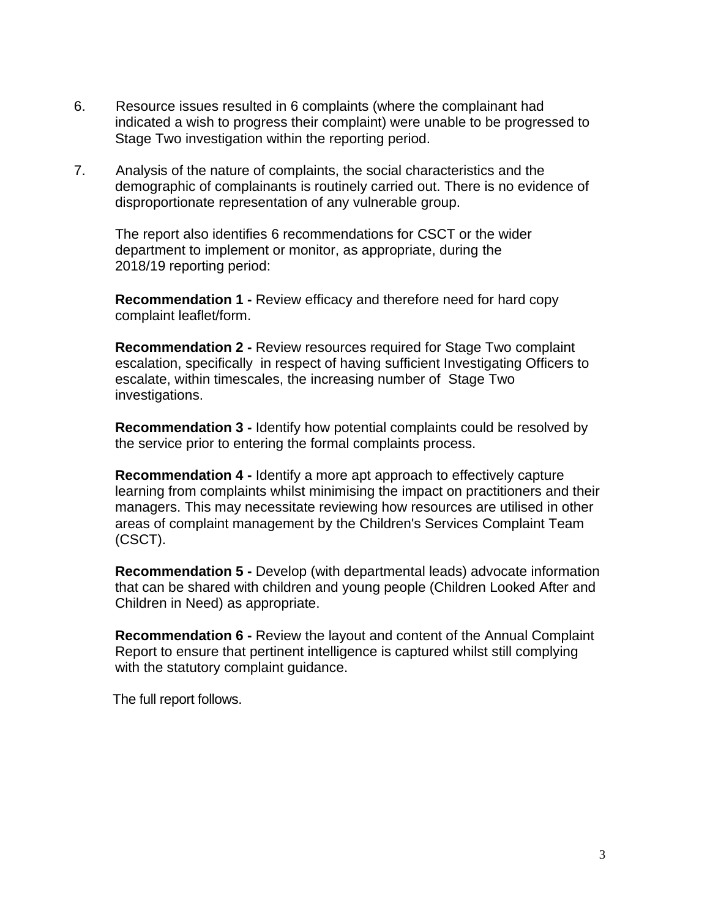6. Resource issues resulted in 6 complaints (where the complainant had indicated a wish to progress their complaint) were unable to be progressed to Stage Two investigation within the reporting period.

7. Analysis of the nature of complaints, the social characteristics and the demographic of complainants is routinely carried out. There is no evidence of disproportionate representation of any vulnerable group.

The report also identifies 6 recommendations for CSCT or the wider department to implement or monitor, as appropriate, during the 2018/19 reporting period:

**Recommendation 1 -** Review efficacy and therefore need for hard copy complaint leaflet/form.

**Recommendation 2 -** Review resources required for Stage Two complaint escalation, specifically in respect of having sufficient Investigating Officers to escalate, within timescales, the increasing number of Stage Two investigations.

**Recommendation 3 -** Identify how potential complaints could be resolved by the service prior to entering the formal complaints process.

**Recommendation 4 -** Identify a more apt approach to effectively capture learning from complaints whilst minimising the impact on practitioners and their managers. This may necessitate reviewing how resources are utilised in other areas of complaint management by the Children's Services Complaint Team (CSCT).

**Recommendation 5 -** Develop (with departmental leads) advocate information that can be shared with children and young people (Children Looked After and Children in Need) as appropriate.

**Recommendation 6 -** Review the layout and content of the Annual Complaint Report to ensure that pertinent intelligence is captured whilst still complying with the statutory complaint guidance.

The full report follows.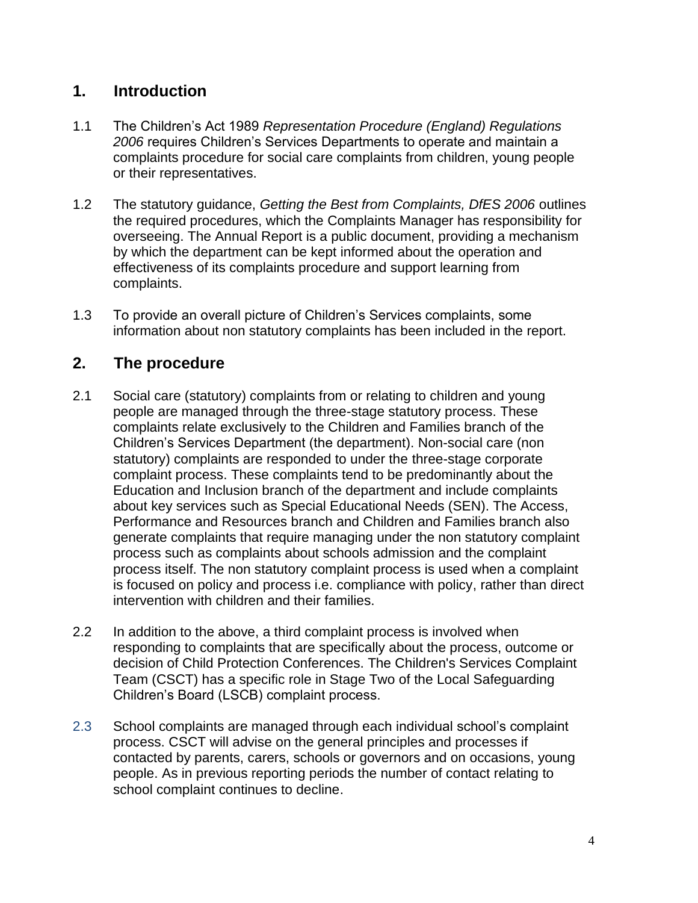## 1. Introduction

1.1 The Children's Act 1989 *Representation Procedure (England) Regulations 2006* requires Children's Services Departments to operate and maintain a complaints procedure for social care complaints from children, young people or their representatives.

1.2 The statutory guidance, *Getting the Best from Complaints, DfES 2006* outlines the required procedures, which the Complaints Manager has responsibility for overseeing. The Annual Report is a public document, providing a mechanism by which the department can be kept informed about the operation and effectiveness of its complaints procedure and support learning from complaints.

1.3 To provide an overall picture of Children's Services complaints, some information about non statutory complaints has been included in the report.

## 2. The procedure

2.1 Social care (statutory) complaints from or relating to children and young people are managed through the three-stage statutory process. These complaints relate exclusively to the Children and Families branch of the Children's Services Department (the department). Non-social care (non statutory) complaints are responded to under the three-stage corporate complaint process. These complaints tend to be predominantly about the Education and Inclusion branch of the department and include complaints about key services such as Special Educational Needs (SEN). The Access, Performance and Resources branch and Children and Families branch also generate complaints that require managing under the non statutory complaint process such as complaints about schools admission and the complaint process itself. The non statutory complaint process is used when a complaint is focused on policy and process i.e. compliance with policy, rather than direct intervention with children and their families.

2.2 In addition to the above, a third complaint process is involved when responding to complaints that are specifically about the process, outcome or decision of Child Protection Conferences. The Children's Services Complaint Team (CSCT) has a specific role in Stage Two of the Local Safeguarding Children's Board (LSCB) complaint process.

2.3 School complaints are managed through each individual school's complaint process. CSCT will advise on the general principles and processes if contacted by parents, carers, schools or governors and on occasions, young people. As in previous reporting periods the number of contact relating to school complaint continues to decline.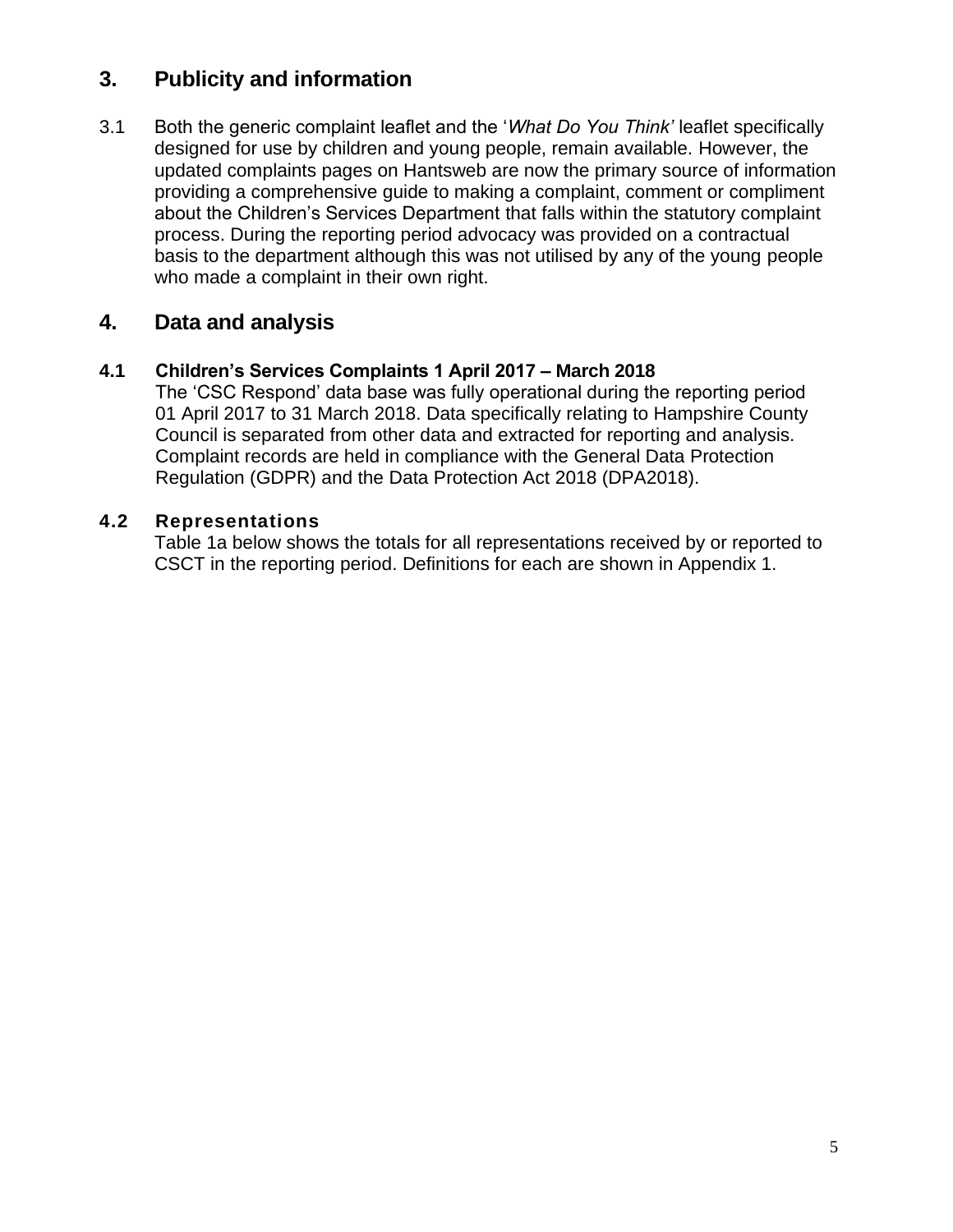## 3. Publicity and information

3.1 Both the generic complaint leaflet and the '*What Do You Think'* leaflet specifically designed for use by children and young people, remain available. However, the updated complaints pages on Hantsweb are now the primary source of information providing a comprehensive guide to making a complaint, comment or compliment about the Children's Services Department that falls within the statutory complaint process. During the reporting period advocacy was provided on a contractual basis to the department although this was not utilised by any of the young people who made a complaint in their own right.

## 4. Data and analysis

### 4.1 Children's Services Complaints 1 April 2017 – March 2018

The 'CSC Respond' data base was fully operational during the reporting period 01 April 2017 to 31 March 2018. Data specifically relating to Hampshire County Council is separated from other data and extracted for reporting and analysis. Complaint records are held in compliance with the General Data Protection Regulation (GDPR) and the Data Protection Act 2018 (DPA2018).

### 4.2 Representations

Table 1a below shows the totals for all representations received by or reported to CSCT in the reporting period. Definitions for each are shown in Appendix 1.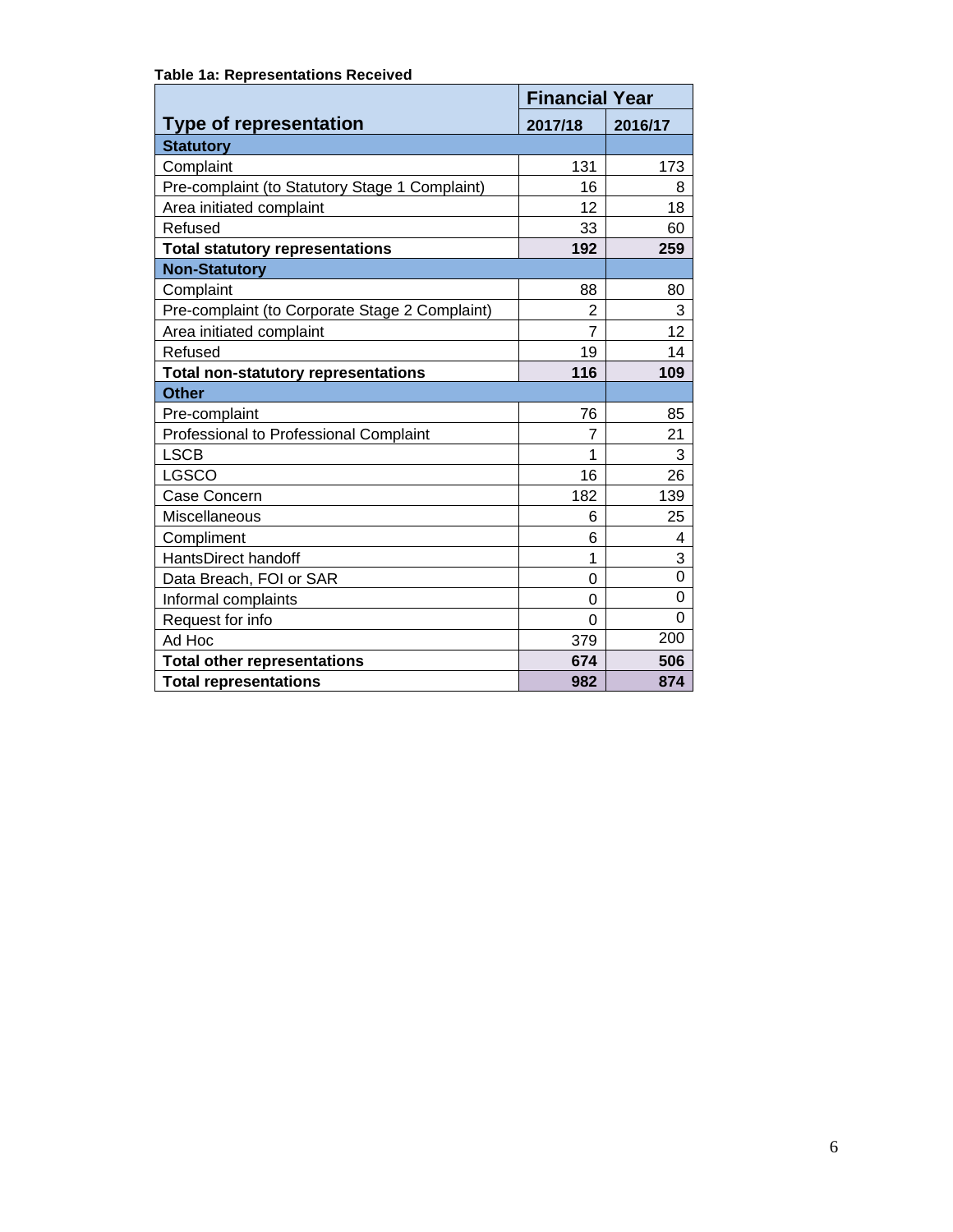**Table 1a: Representations Received**

| Type of representation | Financial Year | |
|---|---|---|
| | **2017/18** | **2016/17** |
| **Statutory** | | |
| Complaint | 131 | 173 |
| Pre-complaint (to Statutory Stage 1 Complaint) | 16 | 8 |
| Area initiated complaint | 12 | 18 |
| Refused | 33 | 60 |
| **Total statutory representations** | **192** | **259** |
| **Non-Statutory** | | |
| Complaint | 88 | 80 |
| Pre-complaint (to Corporate Stage 2 Complaint) | 2 | 3 |
| Area initiated complaint | 7 | 12 |
| Refused | 19 | 14 |
| **Total non-statutory representations** | **116** | **109** |
| **Other** | | |
| Pre-complaint | 76 | 85 |
| Professional to Professional Complaint | 7 | 21 |
| LSCB | 1 | 3 |
| LGSCO | 16 | 26 |
| Case Concern | 182 | 139 |
| Miscellaneous | 6 | 25 |
| Compliment | 6 | 4 |
| HantsDirect handoff | 1 | 3 |
| Data Breach, FOI or SAR | 0 | 0 |
| Informal complaints | 0 | 0 |
| Request for info | 0 | 0 |
| Ad Hoc | 379 | 200 |
| **Total other representations** | **674** | **506** |
| **Total representations** | **982** | **874** |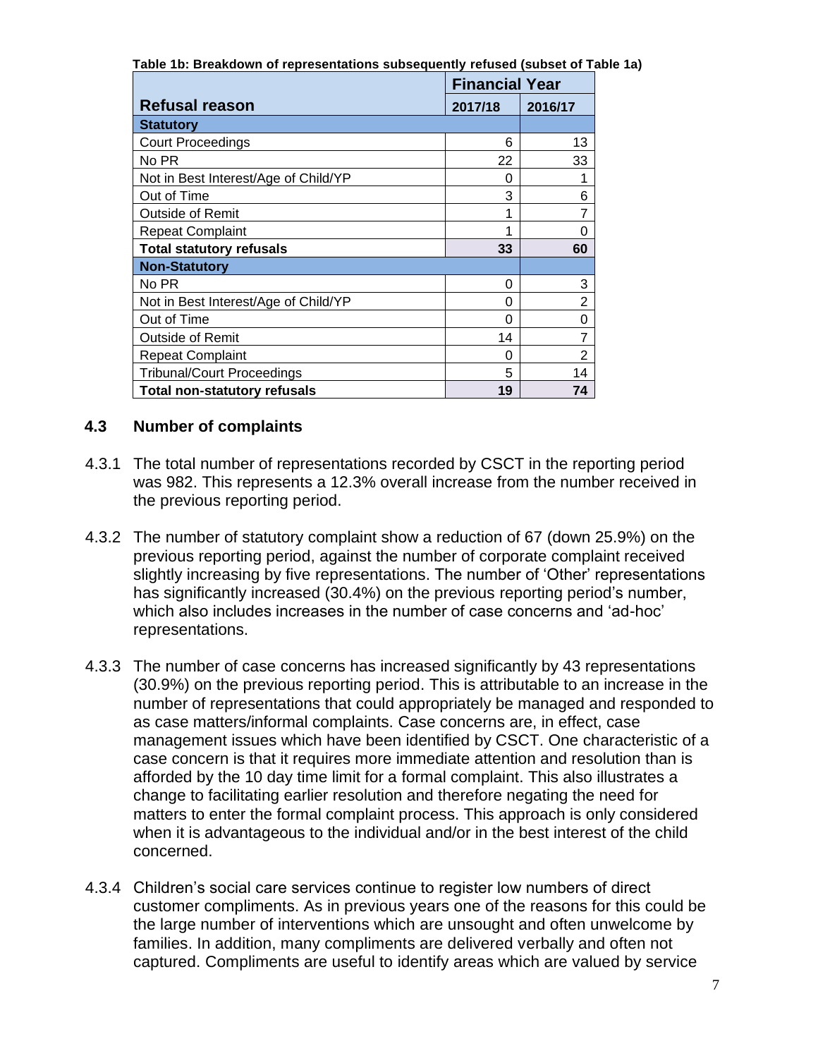**Table 1b: Breakdown of representations subsequently refused (subset of Table 1a)**

| Refusal reason | Financial Year | |
|---|---|---|
| | 2017/18 | 2016/17 |
| **Statutory** | | |
| Court Proceedings | 6 | 13 |
| No PR | 22 | 33 |
| Not in Best Interest/Age of Child/YP | 0 | 1 |
| Out of Time | 3 | 6 |
| Outside of Remit | 1 | 7 |
| Repeat Complaint | 1 | 0 |
| **Total statutory refusals** | **33** | **60** |
| **Non-Statutory** | | |
| No PR | 0 | 3 |
| Not in Best Interest/Age of Child/YP | 0 | 2 |
| Out of Time | 0 | 0 |
| Outside of Remit | 14 | 7 |
| Repeat Complaint | 0 | 2 |
| Tribunal/Court Proceedings | 5 | 14 |
| **Total non-statutory refusals** | **19** | **74** |

### 4.3 Number of complaints

4.3.1 The total number of representations recorded by CSCT in the reporting period was 982. This represents a 12.3% overall increase from the number received in the previous reporting period.

4.3.2 The number of statutory complaint show a reduction of 67 (down 25.9%) on the previous reporting period, against the number of corporate complaint received slightly increasing by five representations. The number of 'Other' representations has significantly increased (30.4%) on the previous reporting period's number, which also includes increases in the number of case concerns and 'ad-hoc' representations.

4.3.3 The number of case concerns has increased significantly by 43 representations (30.9%) on the previous reporting period. This is attributable to an increase in the number of representations that could appropriately be managed and responded to as case matters/informal complaints. Case concerns are, in effect, case management issues which have been identified by CSCT. One characteristic of a case concern is that it requires more immediate attention and resolution than is afforded by the 10 day time limit for a formal complaint. This also illustrates a change to facilitating earlier resolution and therefore negating the need for matters to enter the formal complaint process. This approach is only considered when it is advantageous to the individual and/or in the best interest of the child concerned.

4.3.4 Children's social care services continue to register low numbers of direct customer compliments. As in previous years one of the reasons for this could be the large number of interventions which are unsought and often unwelcome by families. In addition, many compliments are delivered verbally and often not captured. Compliments are useful to identify areas which are valued by service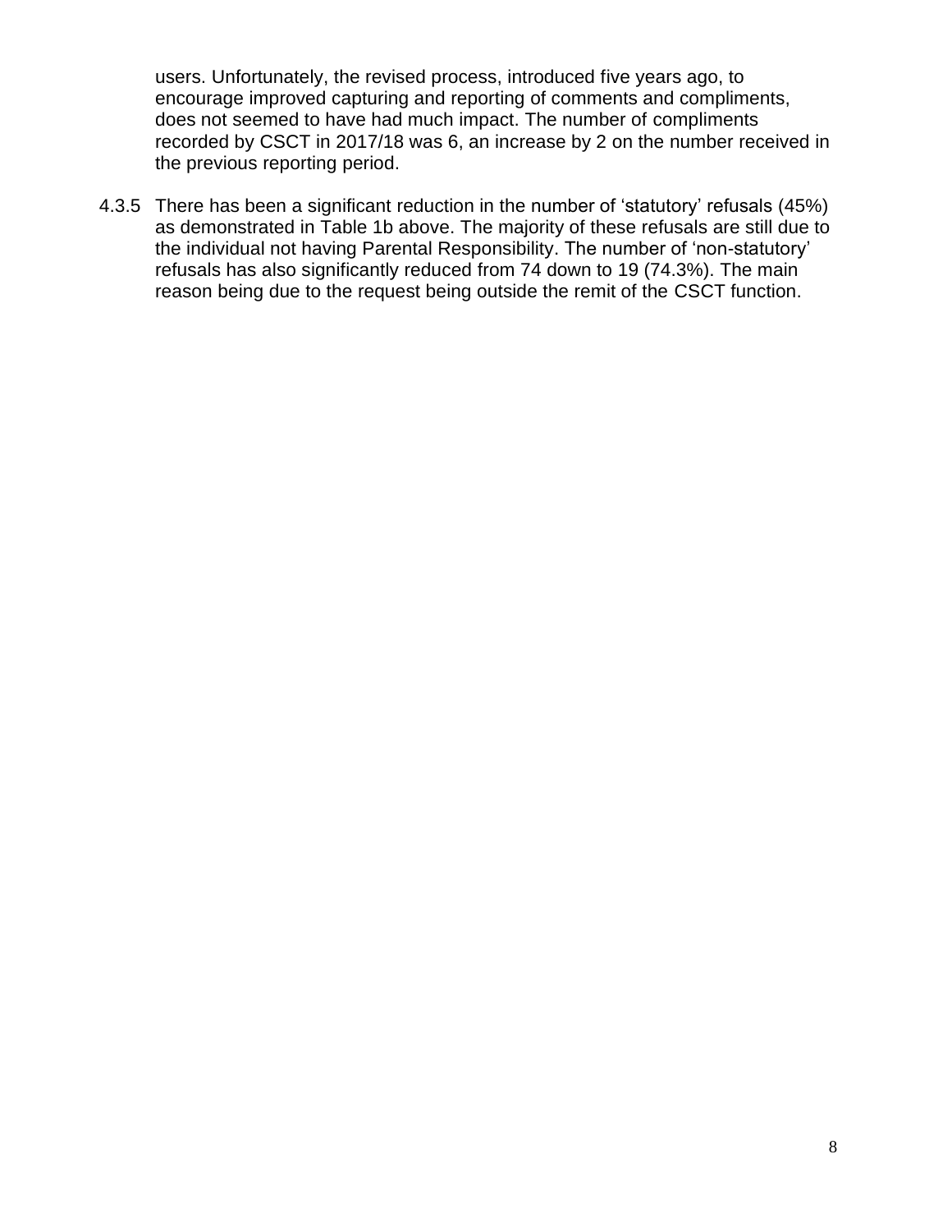users. Unfortunately, the revised process, introduced five years ago, to encourage improved capturing and reporting of comments and compliments, does not seemed to have had much impact. The number of compliments recorded by CSCT in 2017/18 was 6, an increase by 2 on the number received in the previous reporting period.

4.3.5 There has been a significant reduction in the number of 'statutory' refusals (45%) as demonstrated in Table 1b above. The majority of these refusals are still due to the individual not having Parental Responsibility. The number of 'non-statutory' refusals has also significantly reduced from 74 down to 19 (74.3%). The main reason being due to the request being outside the remit of the CSCT function.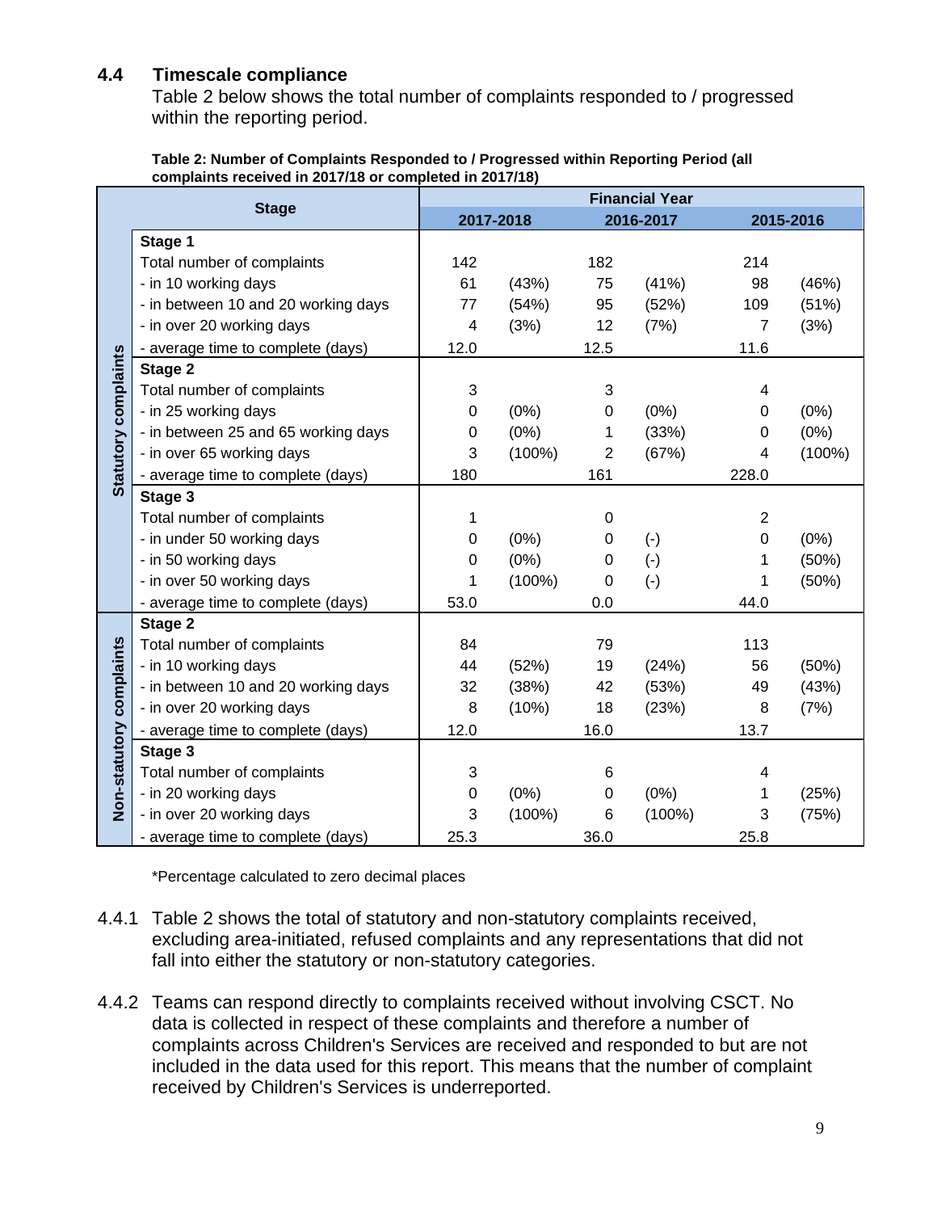### 4.4 Timescale compliance

Table 2 below shows the total number of complaints responded to / progressed within the reporting period.

**Table 2: Number of Complaints Responded to / Progressed within Reporting Period (all complaints received in 2017/18 or completed in 2017/18)**

| | Stage | Financial Year | | | | | |
|---|---|---|---|---|---|---|---|
| | | 2017-2018 | | 2016-2017 | | 2015-2016 | |
| Statutory complaints | **Stage 1** | | | | | | |
| | Total number of complaints | 142 | | 182 | | 214 | |
| | - in 10 working days | 61 | (43%) | 75 | (41%) | 98 | (46%) |
| | - in between 10 and 20 working days | 77 | (54%) | 95 | (52%) | 109 | (51%) |
| | - in over 20 working days | 4 | (3%) | 12 | (7%) | 7 | (3%) |
| | - average time to complete (days) | 12.0 | | 12.5 | | 11.6 | |
| | **Stage 2** | | | | | | |
| | Total number of complaints | 3 | | 3 | | 4 | |
| | - in 25 working days | 0 | (0%) | 0 | (0%) | 0 | (0%) |
| | - in between 25 and 65 working days | 0 | (0%) | 1 | (33%) | 0 | (0%) |
| | - in over 65 working days | 3 | (100%) | 2 | (67%) | 4 | (100%) |
| | - average time to complete (days) | 180 | | 161 | | 228.0 | |
| | **Stage 3** | | | | | | |
| | Total number of complaints | 1 | | 0 | | 2 | |
| | - in under 50 working days | 0 | (0%) | 0 | (-) | 0 | (0%) |
| | - in 50 working days | 0 | (0%) | 0 | (-) | 1 | (50%) |
| | - in over 50 working days | 1 | (100%) | 0 | (-) | 1 | (50%) |
| | - average time to complete (days) | 53.0 | | 0.0 | | 44.0 | |
| Non-statutory complaints | **Stage 2** | | | | | | |
| | Total number of complaints | 84 | | 79 | | 113 | |
| | - in 10 working days | 44 | (52%) | 19 | (24%) | 56 | (50%) |
| | - in between 10 and 20 working days | 32 | (38%) | 42 | (53%) | 49 | (43%) |
| | - in over 20 working days | 8 | (10%) | 18 | (23%) | 8 | (7%) |
| | - average time to complete (days) | 12.0 | | 16.0 | | 13.7 | |
| | **Stage 3** | | | | | | |
| | Total number of complaints | 3 | | 6 | | 4 | |
| | - in 20 working days | 0 | (0%) | 0 | (0%) | 1 | (25%) |
| | - in over 20 working days | 3 | (100%) | 6 | (100%) | 3 | (75%) |
| | - average time to complete (days) | 25.3 | | 36.0 | | 25.8 | |

*Percentage calculated to zero decimal places

4.4.1 Table 2 shows the total of statutory and non-statutory complaints received, excluding area-initiated, refused complaints and any representations that did not fall into either the statutory or non-statutory categories.

4.4.2 Teams can respond directly to complaints received without involving CSCT. No data is collected in respect of these complaints and therefore a number of complaints across Children's Services are received and responded to but are not included in the data used for this report. This means that the number of complaint received by Children's Services is underreported.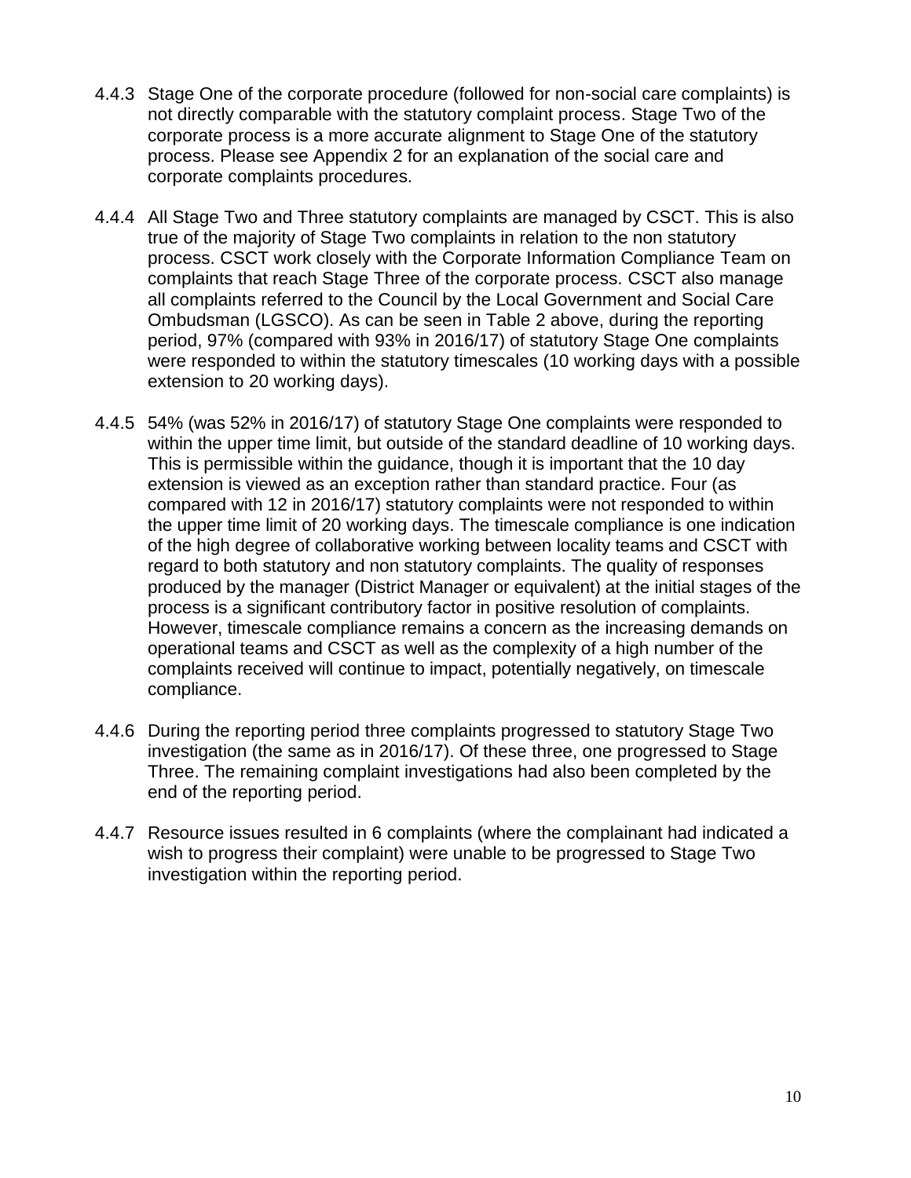4.4.3 Stage One of the corporate procedure (followed for non-social care complaints) is not directly comparable with the statutory complaint process. Stage Two of the corporate process is a more accurate alignment to Stage One of the statutory process. Please see Appendix 2 for an explanation of the social care and corporate complaints procedures.

4.4.4 All Stage Two and Three statutory complaints are managed by CSCT. This is also true of the majority of Stage Two complaints in relation to the non statutory process. CSCT work closely with the Corporate Information Compliance Team on complaints that reach Stage Three of the corporate process. CSCT also manage all complaints referred to the Council by the Local Government and Social Care Ombudsman (LGSCO). As can be seen in Table 2 above, during the reporting period, 97% (compared with 93% in 2016/17) of statutory Stage One complaints were responded to within the statutory timescales (10 working days with a possible extension to 20 working days).

4.4.5 54% (was 52% in 2016/17) of statutory Stage One complaints were responded to within the upper time limit, but outside of the standard deadline of 10 working days. This is permissible within the guidance, though it is important that the 10 day extension is viewed as an exception rather than standard practice. Four (as compared with 12 in 2016/17) statutory complaints were not responded to within the upper time limit of 20 working days. The timescale compliance is one indication of the high degree of collaborative working between locality teams and CSCT with regard to both statutory and non statutory complaints. The quality of responses produced by the manager (District Manager or equivalent) at the initial stages of the process is a significant contributory factor in positive resolution of complaints. However, timescale compliance remains a concern as the increasing demands on operational teams and CSCT as well as the complexity of a high number of the complaints received will continue to impact, potentially negatively, on timescale compliance.

4.4.6 During the reporting period three complaints progressed to statutory Stage Two investigation (the same as in 2016/17). Of these three, one progressed to Stage Three. The remaining complaint investigations had also been completed by the end of the reporting period.

4.4.7 Resource issues resulted in 6 complaints (where the complainant had indicated a wish to progress their complaint) were unable to be progressed to Stage Two investigation within the reporting period.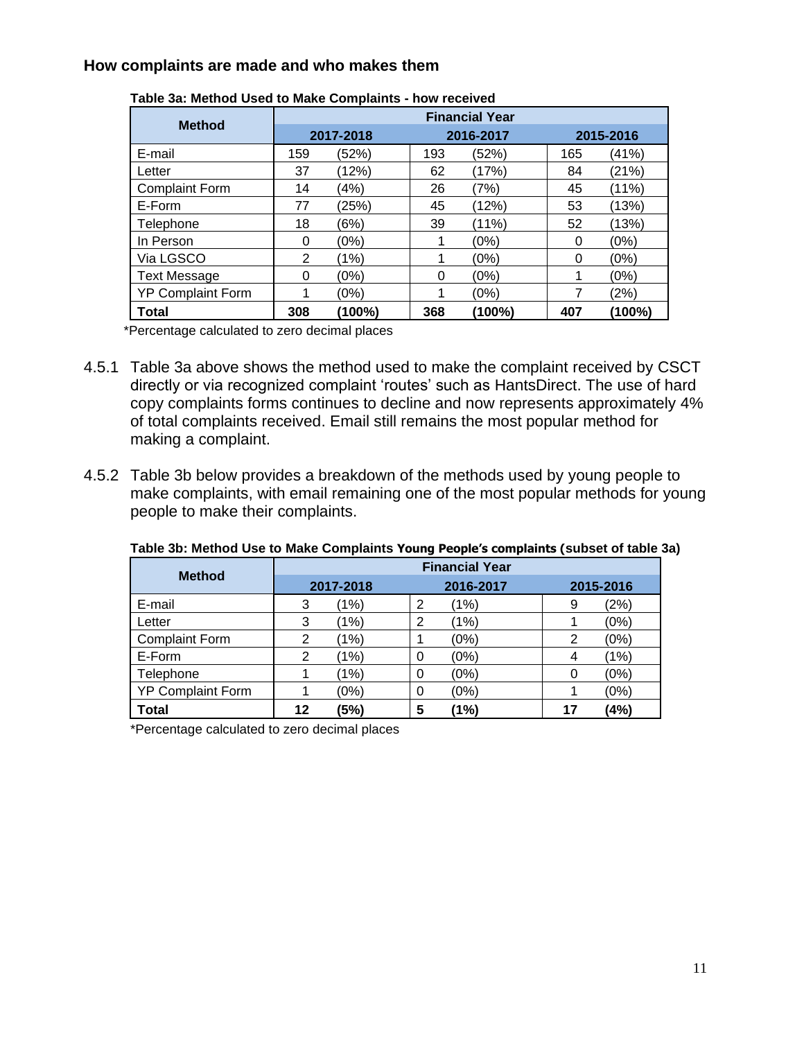### How complaints are made and who makes them

**Table 3a: Method Used to Make Complaints - how received**

| Method | Financial Year | | | | | |
|---|---|---|---|---|---|---|
| | 2017-2018 | | 2016-2017 | | 2015-2016 | |
| E-mail | 159 | (52%) | 193 | (52%) | 165 | (41%) |
| Letter | 37 | (12%) | 62 | (17%) | 84 | (21%) |
| Complaint Form | 14 | (4%) | 26 | (7%) | 45 | (11%) |
| E-Form | 77 | (25%) | 45 | (12%) | 53 | (13%) |
| Telephone | 18 | (6%) | 39 | (11%) | 52 | (13%) |
| In Person | 0 | (0%) | 1 | (0%) | 0 | (0%) |
| Via LGSCO | 2 | (1%) | 1 | (0%) | 0 | (0%) |
| Text Message | 0 | (0%) | 0 | (0%) | 1 | (0%) |
| YP Complaint Form | 1 | (0%) | 1 | (0%) | 7 | (2%) |
| **Total** | **308** | **(100%)** | **368** | **(100%)** | **407** | **(100%)** |

*Percentage calculated to zero decimal places

4.5.1 Table 3a above shows the method used to make the complaint received by CSCT directly or via recognized complaint 'routes' such as HantsDirect. The use of hard copy complaints forms continues to decline and now represents approximately 4% of total complaints received. Email still remains the most popular method for making a complaint.

4.5.2 Table 3b below provides a breakdown of the methods used by young people to make complaints, with email remaining one of the most popular methods for young people to make their complaints.

**Table 3b: Method Use to Make Complaints Young People's complaints (subset of table 3a)**

| Method | Financial Year | | | | | |
|---|---|---|---|---|---|---|
| | 2017-2018 | | 2016-2017 | | 2015-2016 | |
| E-mail | 3 | (1%) | 2 | (1%) | 9 | (2%) |
| Letter | 3 | (1%) | 2 | (1%) | 1 | (0%) |
| Complaint Form | 2 | (1%) | 1 | (0%) | 2 | (0%) |
| E-Form | 2 | (1%) | 0 | (0%) | 4 | (1%) |
| Telephone | 1 | (1%) | 0 | (0%) | 0 | (0%) |
| YP Complaint Form | 1 | (0%) | 0 | (0%) | 1 | (0%) |
| **Total** | **12** | **(5%)** | **5** | **(1%)** | **17** | **(4%)** |

*Percentage calculated to zero decimal places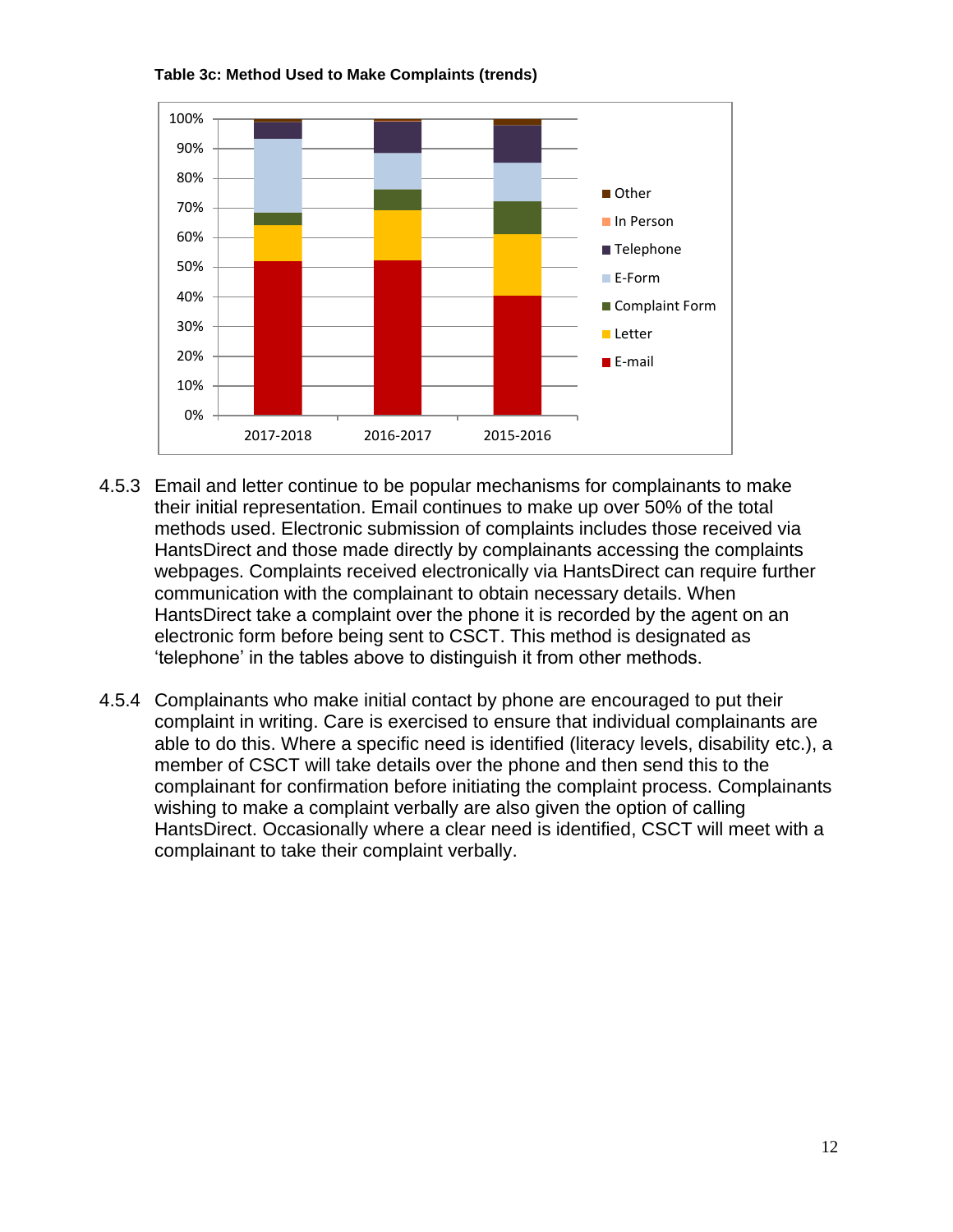**Table 3c: Method Used to Make Complaints (trends)**

4.5.3 Email and letter continue to be popular mechanisms for complainants to make their initial representation. Email continues to make up over 50% of the total methods used. Electronic submission of complaints includes those received via HantsDirect and those made directly by complainants accessing the complaints webpages. Complaints received electronically via HantsDirect can require further communication with the complainant to obtain necessary details. When HantsDirect take a complaint over the phone it is recorded by the agent on an electronic form before being sent to CSCT. This method is designated as 'telephone' in the tables above to distinguish it from other methods.

4.5.4 Complainants who make initial contact by phone are encouraged to put their complaint in writing. Care is exercised to ensure that individual complainants are able to do this. Where a specific need is identified (literacy levels, disability etc.), a member of CSCT will take details over the phone and then send this to the complainant for confirmation before initiating the complaint process. Complainants wishing to make a complaint verbally are also given the option of calling HantsDirect. Occasionally where a clear need is identified, CSCT will meet with a complainant to take their complaint verbally.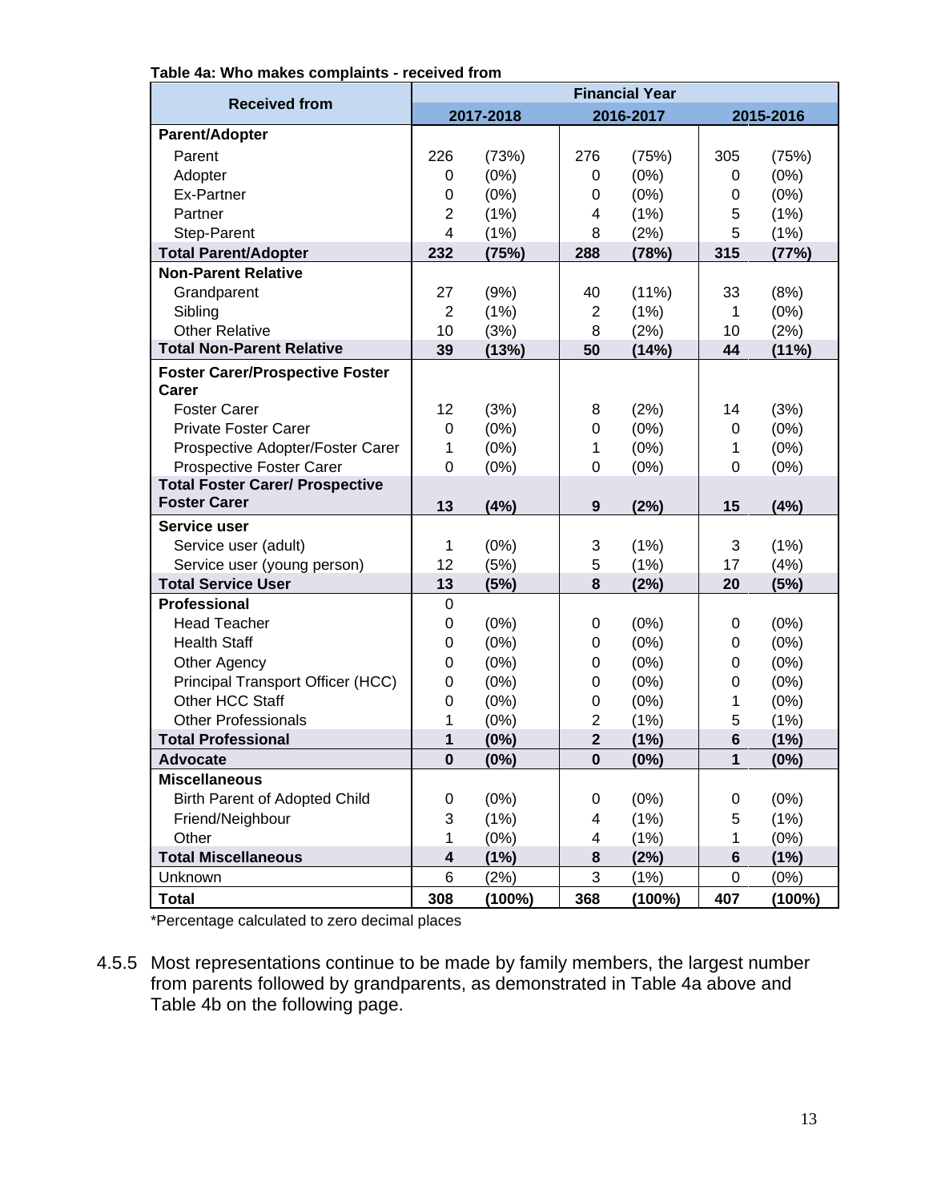**Table 4a: Who makes complaints - received from**

| Received from | Financial Year | | | | | |
|---|---|---|---|---|---|---|
| | 2017-2018 | | 2016-2017 | | 2015-2016 | |
| **Parent/Adopter** | | | | | | |
| Parent | 226 | (73%) | 276 | (75%) | 305 | (75%) |
| Adopter | 0 | (0%) | 0 | (0%) | 0 | (0%) |
| Ex-Partner | 0 | (0%) | 0 | (0%) | 0 | (0%) |
| Partner | 2 | (1%) | 4 | (1%) | 5 | (1%) |
| Step-Parent | 4 | (1%) | 8 | (2%) | 5 | (1%) |
| **Total Parent/Adopter** | **232** | **(75%)** | **288** | **(78%)** | **315** | **(77%)** |
| **Non-Parent Relative** | | | | | | |
| Grandparent | 27 | (9%) | 40 | (11%) | 33 | (8%) |
| Sibling | 2 | (1%) | 2 | (1%) | 1 | (0%) |
| Other Relative | 10 | (3%) | 8 | (2%) | 10 | (2%) |
| **Total Non-Parent Relative** | **39** | **(13%)** | **50** | **(14%)** | **44** | **(11%)** |
| **Foster Carer/Prospective Foster Carer** | | | | | | |
| Foster Carer | 12 | (3%) | 8 | (2%) | 14 | (3%) |
| Private Foster Carer | 0 | (0%) | 0 | (0%) | 0 | (0%) |
| Prospective Adopter/Foster Carer | 1 | (0%) | 1 | (0%) | 1 | (0%) |
| Prospective Foster Carer | 0 | (0%) | 0 | (0%) | 0 | (0%) |
| **Total Foster Carer/ Prospective Foster Carer** | **13** | **(4%)** | **9** | **(2%)** | **15** | **(4%)** |
| **Service user** | | | | | | |
| Service user (adult) | 1 | (0%) | 3 | (1%) | 3 | (1%) |
| Service user (young person) | 12 | (5%) | 5 | (1%) | 17 | (4%) |
| **Total Service User** | **13** | **(5%)** | **8** | **(2%)** | **20** | **(5%)** |
| **Professional** | 0 | | | | | |
| Head Teacher | 0 | (0%) | 0 | (0%) | 0 | (0%) |
| Health Staff | 0 | (0%) | 0 | (0%) | 0 | (0%) |
| Other Agency | 0 | (0%) | 0 | (0%) | 0 | (0%) |
| Principal Transport Officer (HCC) | 0 | (0%) | 0 | (0%) | 0 | (0%) |
| Other HCC Staff | 0 | (0%) | 0 | (0%) | 1 | (0%) |
| Other Professionals | 1 | (0%) | 2 | (1%) | 5 | (1%) |
| **Total Professional** | **1** | **(0%)** | **2** | **(1%)** | **6** | **(1%)** |
| **Advocate** | **0** | **(0%)** | **0** | **(0%)** | **1** | **(0%)** |
| **Miscellaneous** | | | | | | |
| Birth Parent of Adopted Child | 0 | (0%) | 0 | (0%) | 0 | (0%) |
| Friend/Neighbour | 3 | (1%) | 4 | (1%) | 5 | (1%) |
| Other | 1 | (0%) | 4 | (1%) | 1 | (0%) |
| **Total Miscellaneous** | **4** | **(1%)** | **8** | **(2%)** | **6** | **(1%)** |
| Unknown | 6 | (2%) | 3 | (1%) | 0 | (0%) |
| **Total** | **308** | **(100%)** | **368** | **(100%)** | **407** | **(100%)** |

*Percentage calculated to zero decimal places

4.5.5 Most representations continue to be made by family members, the largest number from parents followed by grandparents, as demonstrated in Table 4a above and Table 4b on the following page.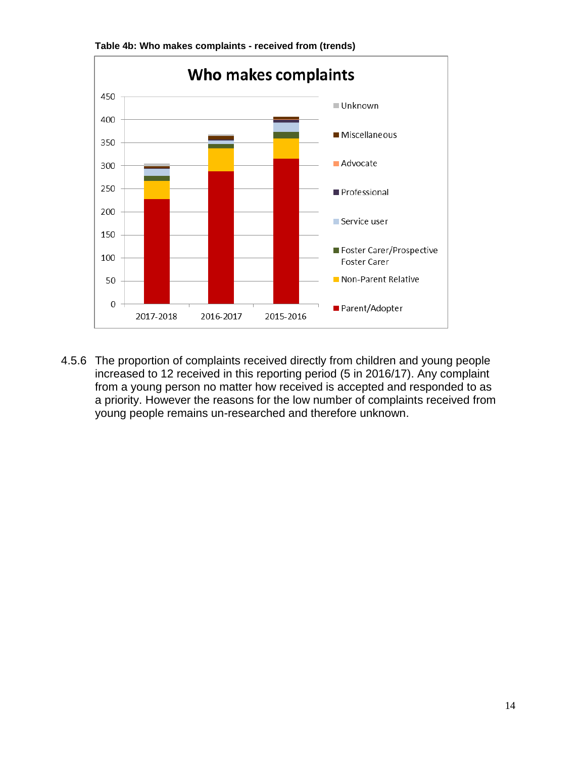**Table 4b: Who makes complaints - received from (trends)**

4.5.6 The proportion of complaints received directly from children and young people increased to 12 received in this reporting period (5 in 2016/17). Any complaint from a young person no matter how received is accepted and responded to as a priority. However the reasons for the low number of complaints received from young people remains un-researched and therefore unknown.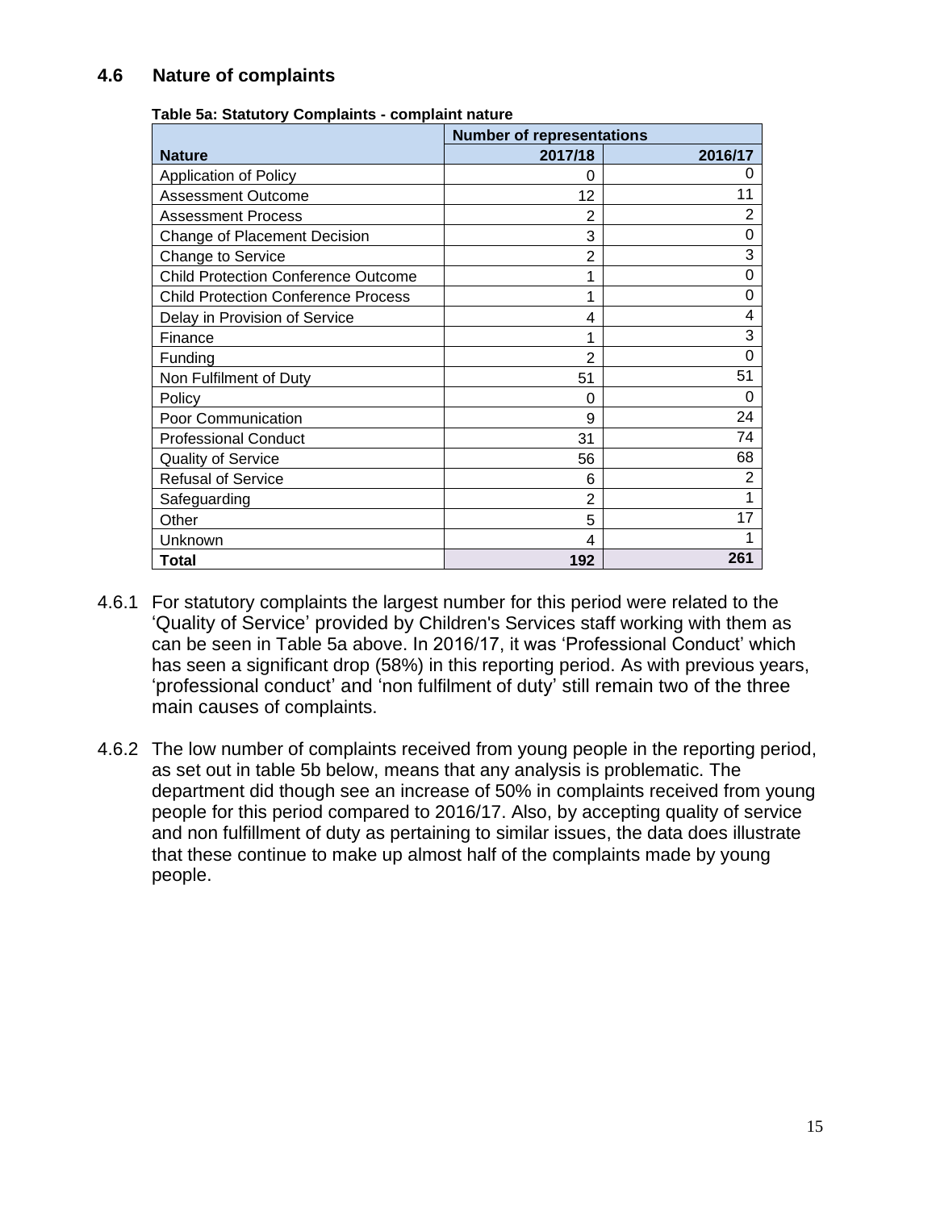## 4.6 Nature of complaints

**Table 5a: Statutory Complaints - complaint nature**

| | Number of representations | |
|---|---|---|
| **Nature** | **2017/18** | **2016/17** |
| Application of Policy | 0 | 0 |
| Assessment Outcome | 12 | 11 |
| Assessment Process | 2 | 2 |
| Change of Placement Decision | 3 | 0 |
| Change to Service | 2 | 3 |
| Child Protection Conference Outcome | 1 | 0 |
| Child Protection Conference Process | 1 | 0 |
| Delay in Provision of Service | 4 | 4 |
| Finance | 1 | 3 |
| Funding | 2 | 0 |
| Non Fulfilment of Duty | 51 | 51 |
| Policy | 0 | 0 |
| Poor Communication | 9 | 24 |
| Professional Conduct | 31 | 74 |
| Quality of Service | 56 | 68 |
| Refusal of Service | 6 | 2 |
| Safeguarding | 2 | 1 |
| Other | 5 | 17 |
| Unknown | 4 | 1 |
| **Total** | **192** | **261** |

4.6.1 For statutory complaints the largest number for this period were related to the 'Quality of Service' provided by Children's Services staff working with them as can be seen in Table 5a above. In 2016/17, it was 'Professional Conduct' which has seen a significant drop (58%) in this reporting period. As with previous years, 'professional conduct' and 'non fulfilment of duty' still remain two of the three main causes of complaints.

4.6.2 The low number of complaints received from young people in the reporting period, as set out in table 5b below, means that any analysis is problematic. The department did though see an increase of 50% in complaints received from young people for this period compared to 2016/17. Also, by accepting quality of service and non fulfillment of duty as pertaining to similar issues, the data does illustrate that these continue to make up almost half of the complaints made by young people.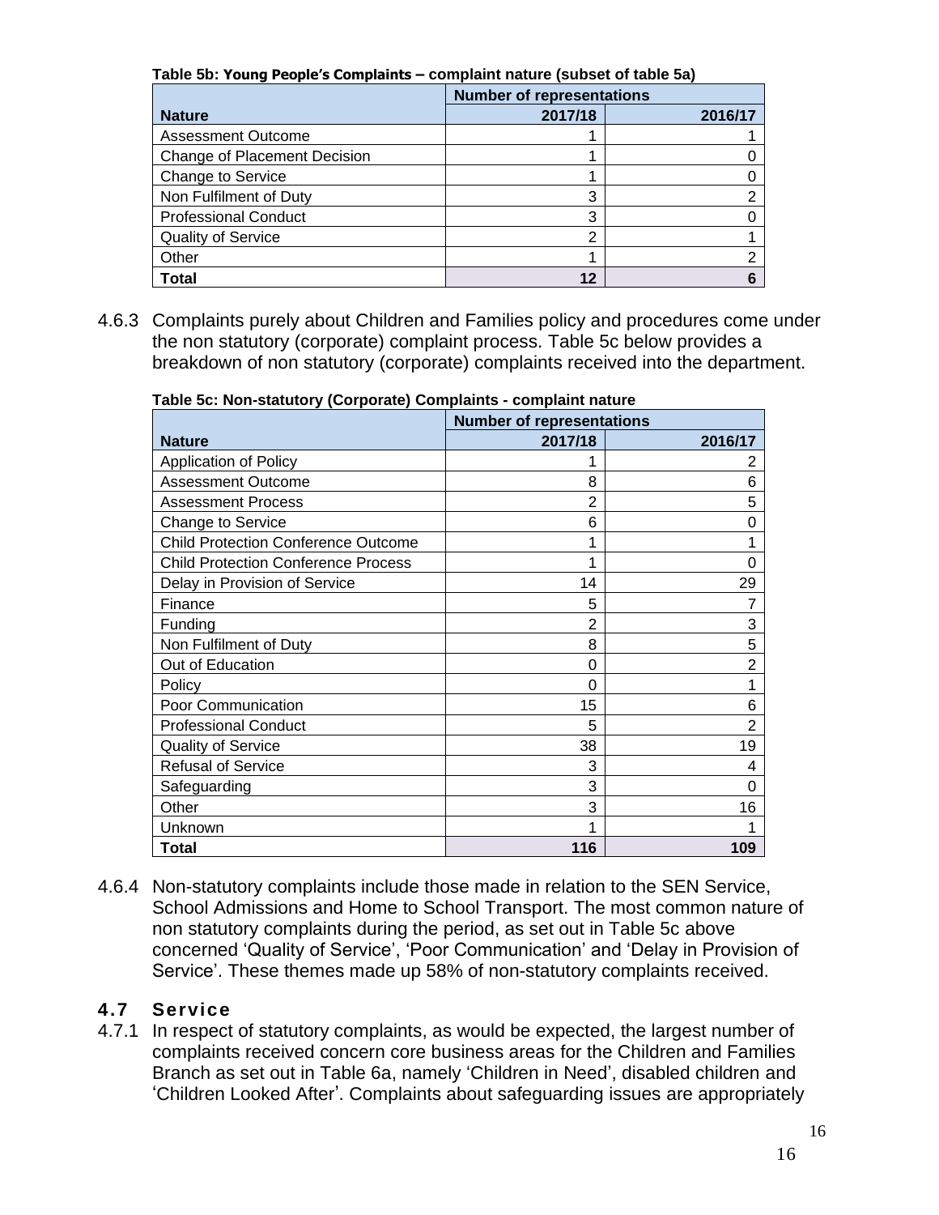**Table 5b: Young People's Complaints – complaint nature (subset of table 5a)**

| Nature | Number of representations | |
|---|---|---|
| | 2017/18 | 2016/17 |
| Assessment Outcome | 1 | 1 |
| Change of Placement Decision | 1 | 0 |
| Change to Service | 1 | 0 |
| Non Fulfilment of Duty | 3 | 2 |
| Professional Conduct | 3 | 0 |
| Quality of Service | 2 | 1 |
| Other | 1 | 2 |
| **Total** | **12** | **6** |

4.6.3 Complaints purely about Children and Families policy and procedures come under the non statutory (corporate) complaint process. Table 5c below provides a breakdown of non statutory (corporate) complaints received into the department.

**Table 5c: Non-statutory (Corporate) Complaints - complaint nature**

| Nature | Number of representations | |
|---|---|---|
| | 2017/18 | 2016/17 |
| Application of Policy | 1 | 2 |
| Assessment Outcome | 8 | 6 |
| Assessment Process | 2 | 5 |
| Change to Service | 6 | 0 |
| Child Protection Conference Outcome | 1 | 1 |
| Child Protection Conference Process | 1 | 0 |
| Delay in Provision of Service | 14 | 29 |
| Finance | 5 | 7 |
| Funding | 2 | 3 |
| Non Fulfilment of Duty | 8 | 5 |
| Out of Education | 0 | 2 |
| Policy | 0 | 1 |
| Poor Communication | 15 | 6 |
| Professional Conduct | 5 | 2 |
| Quality of Service | 38 | 19 |
| Refusal of Service | 3 | 4 |
| Safeguarding | 3 | 0 |
| Other | 3 | 16 |
| Unknown | 1 | 1 |
| **Total** | **116** | **109** |

4.6.4 Non-statutory complaints include those made in relation to the SEN Service, School Admissions and Home to School Transport. The most common nature of non statutory complaints during the period, as set out in Table 5c above concerned 'Quality of Service', 'Poor Communication' and 'Delay in Provision of Service'. These themes made up 58% of non-statutory complaints received.

## 4.7 Service

4.7.1 In respect of statutory complaints, as would be expected, the largest number of complaints received concern core business areas for the Children and Families Branch as set out in Table 6a, namely 'Children in Need', disabled children and 'Children Looked After'. Complaints about safeguarding issues are appropriately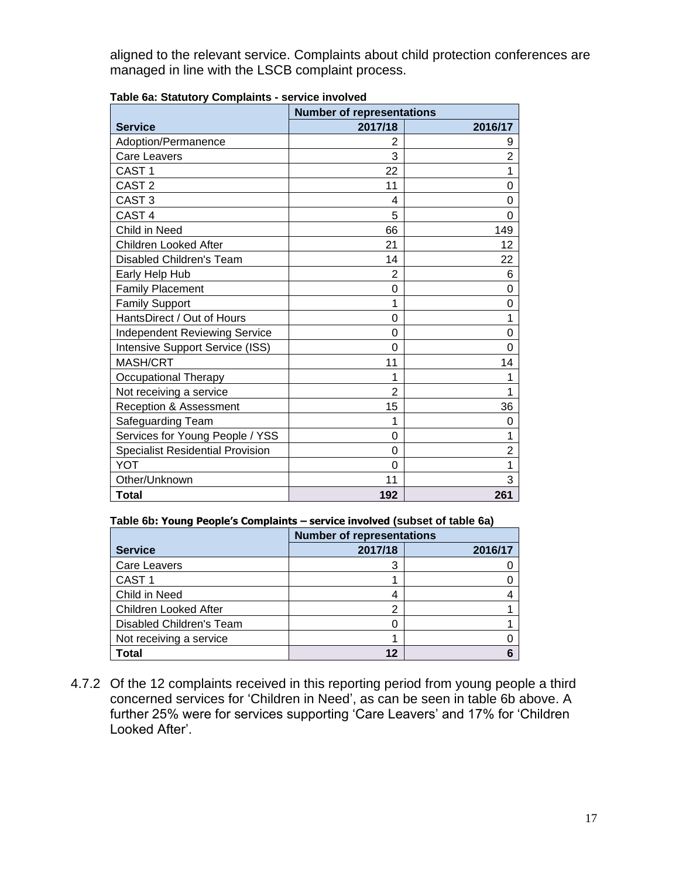aligned to the relevant service. Complaints about child protection conferences are managed in line with the LSCB complaint process.

**Table 6a: Statutory Complaints - service involved**

| | Number of representations | |
|---|---|---|
| **Service** | **2017/18** | **2016/17** |
| Adoption/Permanence | 2 | 9 |
| Care Leavers | 3 | 2 |
| CAST 1 | 22 | 1 |
| CAST 2 | 11 | 0 |
| CAST 3 | 4 | 0 |
| CAST 4 | 5 | 0 |
| Child in Need | 66 | 149 |
| Children Looked After | 21 | 12 |
| Disabled Children's Team | 14 | 22 |
| Early Help Hub | 2 | 6 |
| Family Placement | 0 | 0 |
| Family Support | 1 | 0 |
| HantsDirect / Out of Hours | 0 | 1 |
| Independent Reviewing Service | 0 | 0 |
| Intensive Support Service (ISS) | 0 | 0 |
| MASH/CRT | 11 | 14 |
| Occupational Therapy | 1 | 1 |
| Not receiving a service | 2 | 1 |
| Reception & Assessment | 15 | 36 |
| Safeguarding Team | 1 | 0 |
| Services for Young People / YSS | 0 | 1 |
| Specialist Residential Provision | 0 | 2 |
| YOT | 0 | 1 |
| Other/Unknown | 11 | 3 |
| **Total** | **192** | **261** |

**Table 6b: Young People's Complaints – service involved (subset of table 6a)**

| | Number of representations | |
|---|---|---|
| **Service** | **2017/18** | **2016/17** |
| Care Leavers | 3 | 0 |
| CAST 1 | 1 | 0 |
| Child in Need | 4 | 4 |
| Children Looked After | 2 | 1 |
| Disabled Children's Team | 0 | 1 |
| Not receiving a service | 1 | 0 |
| **Total** | **12** | **6** |

4.7.2 Of the 12 complaints received in this reporting period from young people a third concerned services for 'Children in Need', as can be seen in table 6b above. A further 25% were for services supporting 'Care Leavers' and 17% for 'Children Looked After'.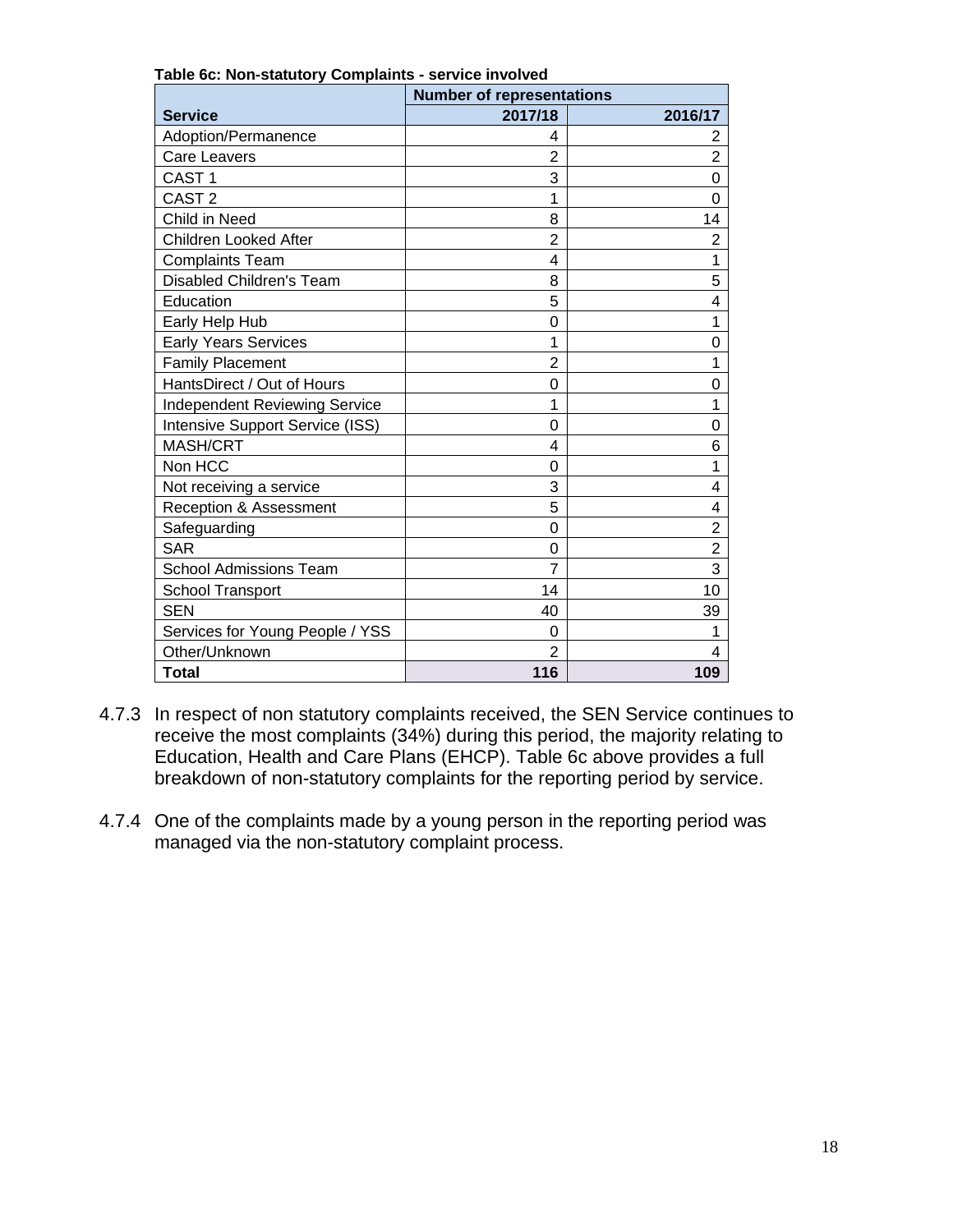**Table 6c: Non-statutory Complaints - service involved**

| Service | Number of representations | |
|---|---|---|
| | 2017/18 | 2016/17 |
| Adoption/Permanence | 4 | 2 |
| Care Leavers | 2 | 2 |
| CAST 1 | 3 | 0 |
| CAST 2 | 1 | 0 |
| Child in Need | 8 | 14 |
| Children Looked After | 2 | 2 |
| Complaints Team | 4 | 1 |
| Disabled Children's Team | 8 | 5 |
| Education | 5 | 4 |
| Early Help Hub | 0 | 1 |
| Early Years Services | 1 | 0 |
| Family Placement | 2 | 1 |
| HantsDirect / Out of Hours | 0 | 0 |
| Independent Reviewing Service | 1 | 1 |
| Intensive Support Service (ISS) | 0 | 0 |
| MASH/CRT | 4 | 6 |
| Non HCC | 0 | 1 |
| Not receiving a service | 3 | 4 |
| Reception & Assessment | 5 | 4 |
| Safeguarding | 0 | 2 |
| SAR | 0 | 2 |
| School Admissions Team | 7 | 3 |
| School Transport | 14 | 10 |
| SEN | 40 | 39 |
| Services for Young People / YSS | 0 | 1 |
| Other/Unknown | 2 | 4 |
| **Total** | **116** | **109** |

4.7.3 In respect of non statutory complaints received, the SEN Service continues to receive the most complaints (34%) during this period, the majority relating to Education, Health and Care Plans (EHCP). Table 6c above provides a full breakdown of non-statutory complaints for the reporting period by service.

4.7.4 One of the complaints made by a young person in the reporting period was managed via the non-statutory complaint process.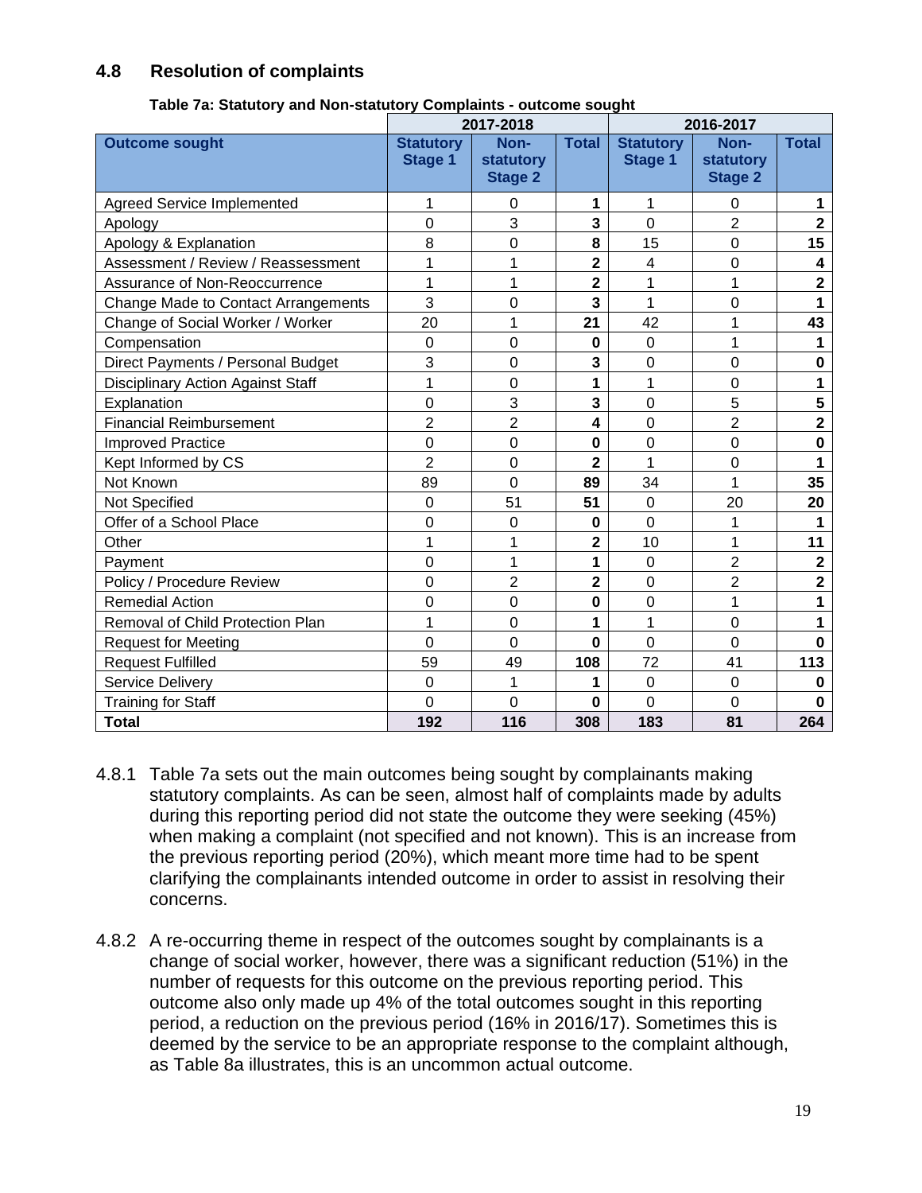## 4.8 Resolution of complaints

**Table 7a: Statutory and Non-statutory Complaints - outcome sought**

| | 2017-2018 | | | 2016-2017 | | |
|---|---|---|---|---|---|---|
| **Outcome sought** | **Statutory Stage 1** | **Non-statutory Stage 2** | **Total** | **Statutory Stage 1** | **Non-statutory Stage 2** | **Total** |
| Agreed Service Implemented | 1 | 0 | **1** | 1 | 0 | **1** |
| Apology | 0 | 3 | **3** | 0 | 2 | **2** |
| Apology & Explanation | 8 | 0 | **8** | 15 | 0 | **15** |
| Assessment / Review / Reassessment | 1 | 1 | **2** | 4 | 0 | **4** |
| Assurance of Non-Reoccurrence | 1 | 1 | **2** | 1 | 1 | **2** |
| Change Made to Contact Arrangements | 3 | 0 | **3** | 1 | 0 | **1** |
| Change of Social Worker / Worker | 20 | 1 | **21** | 42 | 1 | **43** |
| Compensation | 0 | 0 | **0** | 0 | 1 | **1** |
| Direct Payments / Personal Budget | 3 | 0 | **3** | 0 | 0 | **0** |
| Disciplinary Action Against Staff | 1 | 0 | **1** | 1 | 0 | **1** |
| Explanation | 0 | 3 | **3** | 0 | 5 | **5** |
| Financial Reimbursement | 2 | 2 | **4** | 0 | 2 | **2** |
| Improved Practice | 0 | 0 | **0** | 0 | 0 | **0** |
| Kept Informed by CS | 2 | 0 | **2** | 1 | 0 | **1** |
| Not Known | 89 | 0 | **89** | 34 | 1 | **35** |
| Not Specified | 0 | 51 | **51** | 0 | 20 | **20** |
| Offer of a School Place | 0 | 0 | **0** | 0 | 1 | **1** |
| Other | 1 | 1 | **2** | 10 | 1 | **11** |
| Payment | 0 | 1 | **1** | 0 | 2 | **2** |
| Policy / Procedure Review | 0 | 2 | **2** | 0 | 2 | **2** |
| Remedial Action | 0 | 0 | **0** | 0 | 1 | **1** |
| Removal of Child Protection Plan | 1 | 0 | **1** | 1 | 0 | **1** |
| Request for Meeting | 0 | 0 | **0** | 0 | 0 | **0** |
| Request Fulfilled | 59 | 49 | **108** | 72 | 41 | **113** |
| Service Delivery | 0 | 1 | **1** | 0 | 0 | **0** |
| Training for Staff | 0 | 0 | **0** | 0 | 0 | **0** |
| **Total** | **192** | **116** | **308** | **183** | **81** | **264** |

4.8.1 Table 7a sets out the main outcomes being sought by complainants making statutory complaints. As can be seen, almost half of complaints made by adults during this reporting period did not state the outcome they were seeking (45%) when making a complaint (not specified and not known). This is an increase from the previous reporting period (20%), which meant more time had to be spent clarifying the complainants intended outcome in order to assist in resolving their concerns.

4.8.2 A re-occurring theme in respect of the outcomes sought by complainants is a change of social worker, however, there was a significant reduction (51%) in the number of requests for this outcome on the previous reporting period. This outcome also only made up 4% of the total outcomes sought in this reporting period, a reduction on the previous period (16% in 2016/17). Sometimes this is deemed by the service to be an appropriate response to the complaint although, as Table 8a illustrates, this is an uncommon actual outcome.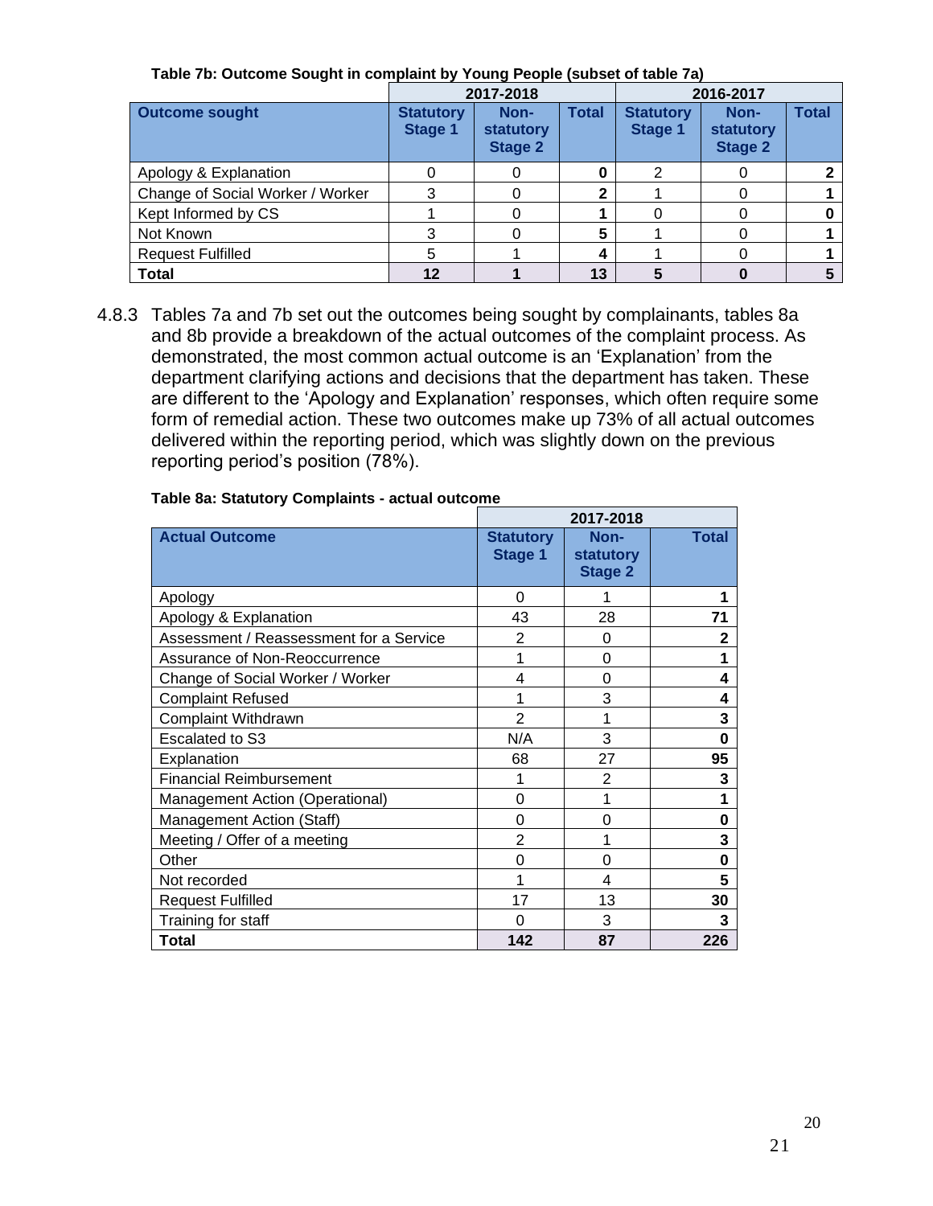**Table 7b: Outcome Sought in complaint by Young People (subset of table 7a)**

| | 2017-2018 | | | 2016-2017 | | |
|---|---|---|---|---|---|---|
| **Outcome sought** | **Statutory Stage 1** | **Non-statutory Stage 2** | **Total** | **Statutory Stage 1** | **Non-statutory Stage 2** | **Total** |
| Apology & Explanation | 0 | 0 | **0** | 2 | 0 | **2** |
| Change of Social Worker / Worker | 3 | 0 | **2** | 1 | 0 | **1** |
| Kept Informed by CS | 1 | 0 | **1** | 0 | 0 | **0** |
| Not Known | 3 | 0 | **5** | 1 | 0 | **1** |
| Request Fulfilled | 5 | 1 | **4** | 1 | 0 | **1** |
| **Total** | **12** | **1** | **13** | **5** | **0** | **5** |

4.8.3 Tables 7a and 7b set out the outcomes being sought by complainants, tables 8a and 8b provide a breakdown of the actual outcomes of the complaint process. As demonstrated, the most common actual outcome is an 'Explanation' from the department clarifying actions and decisions that the department has taken. These are different to the 'Apology and Explanation' responses, which often require some form of remedial action. These two outcomes make up 73% of all actual outcomes delivered within the reporting period, which was slightly down on the previous reporting period's position (78%).

**Table 8a: Statutory Complaints - actual outcome**

| | 2017-2018 | | |
|---|---|---|---|
| **Actual Outcome** | **Statutory Stage 1** | **Non-statutory Stage 2** | **Total** |
| Apology | 0 | 1 | **1** |
| Apology & Explanation | 43 | 28 | **71** |
| Assessment / Reassessment for a Service | 2 | 0 | **2** |
| Assurance of Non-Reoccurrence | 1 | 0 | **1** |
| Change of Social Worker / Worker | 4 | 0 | **4** |
| Complaint Refused | 1 | 3 | **4** |
| Complaint Withdrawn | 2 | 1 | **3** |
| Escalated to S3 | N/A | 3 | **0** |
| Explanation | 68 | 27 | **95** |
| Financial Reimbursement | 1 | 2 | **3** |
| Management Action (Operational) | 0 | 1 | **1** |
| Management Action (Staff) | 0 | 0 | **0** |
| Meeting / Offer of a meeting | 2 | 1 | **3** |
| Other | 0 | 0 | **0** |
| Not recorded | 1 | 4 | **5** |
| Request Fulfilled | 17 | 13 | **30** |
| Training for staff | 0 | 3 | **3** |
| **Total** | **142** | **87** | **226** |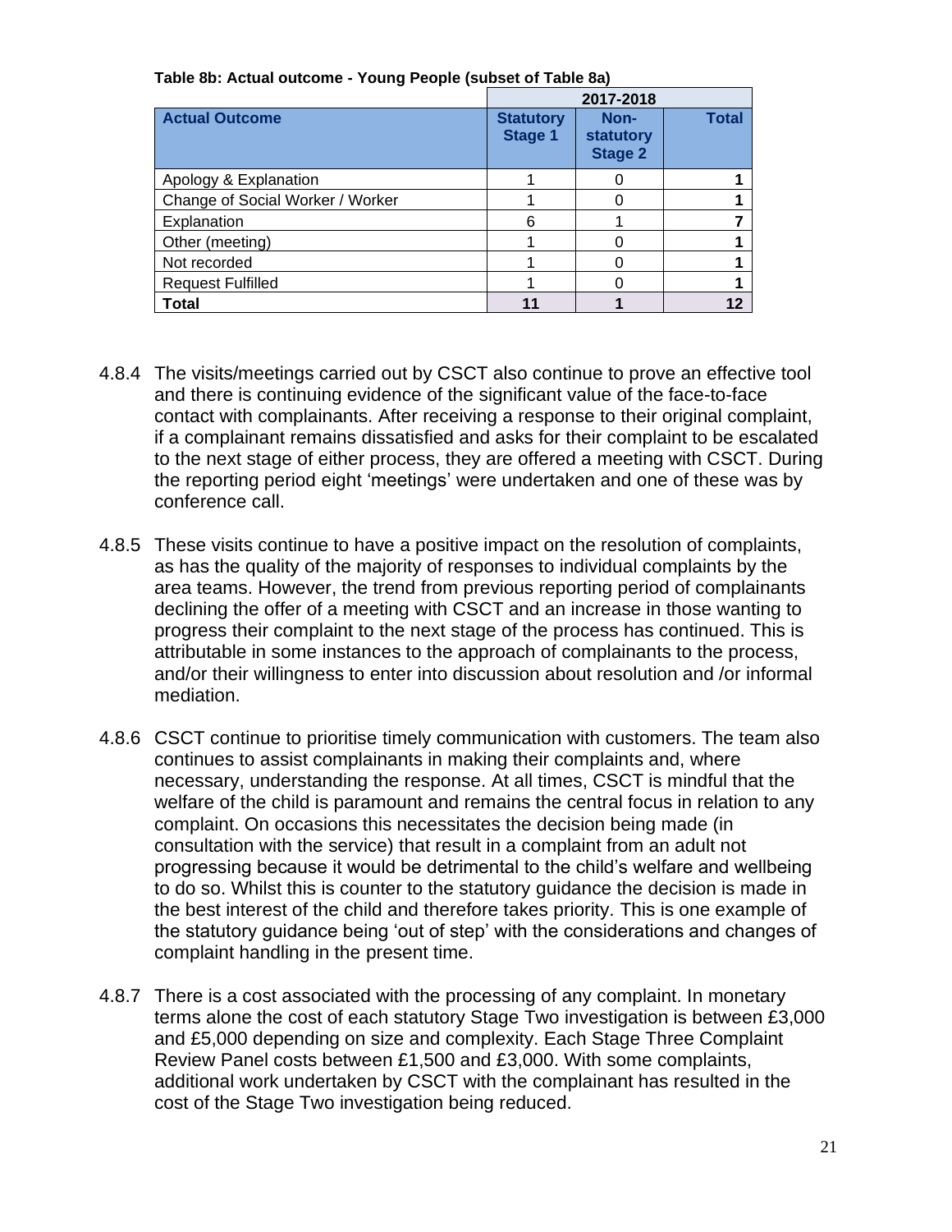**Table 8b: Actual outcome - Young People (subset of Table 8a)**

| | 2017-2018 | | |
|---|---|---|---|
| **Actual Outcome** | **Statutory Stage 1** | **Non-statutory Stage 2** | **Total** |
| Apology & Explanation | 1 | 0 | **1** |
| Change of Social Worker / Worker | 1 | 0 | **1** |
| Explanation | 6 | 1 | **7** |
| Other (meeting) | 1 | 0 | **1** |
| Not recorded | 1 | 0 | **1** |
| Request Fulfilled | 1 | 0 | **1** |
| **Total** | **11** | **1** | **12** |

4.8.4 The visits/meetings carried out by CSCT also continue to prove an effective tool and there is continuing evidence of the significant value of the face-to-face contact with complainants. After receiving a response to their original complaint, if a complainant remains dissatisfied and asks for their complaint to be escalated to the next stage of either process, they are offered a meeting with CSCT. During the reporting period eight 'meetings' were undertaken and one of these was by conference call.

4.8.5 These visits continue to have a positive impact on the resolution of complaints, as has the quality of the majority of responses to individual complaints by the area teams. However, the trend from previous reporting period of complainants declining the offer of a meeting with CSCT and an increase in those wanting to progress their complaint to the next stage of the process has continued. This is attributable in some instances to the approach of complainants to the process, and/or their willingness to enter into discussion about resolution and /or informal mediation.

4.8.6 CSCT continue to prioritise timely communication with customers. The team also continues to assist complainants in making their complaints and, where necessary, understanding the response. At all times, CSCT is mindful that the welfare of the child is paramount and remains the central focus in relation to any complaint. On occasions this necessitates the decision being made (in consultation with the service) that result in a complaint from an adult not progressing because it would be detrimental to the child's welfare and wellbeing to do so. Whilst this is counter to the statutory guidance the decision is made in the best interest of the child and therefore takes priority. This is one example of the statutory guidance being 'out of step' with the considerations and changes of complaint handling in the present time.

4.8.7 There is a cost associated with the processing of any complaint. In monetary terms alone the cost of each statutory Stage Two investigation is between £3,000 and £5,000 depending on size and complexity. Each Stage Three Complaint Review Panel costs between £1,500 and £3,000. With some complaints, additional work undertaken by CSCT with the complainant has resulted in the cost of the Stage Two investigation being reduced.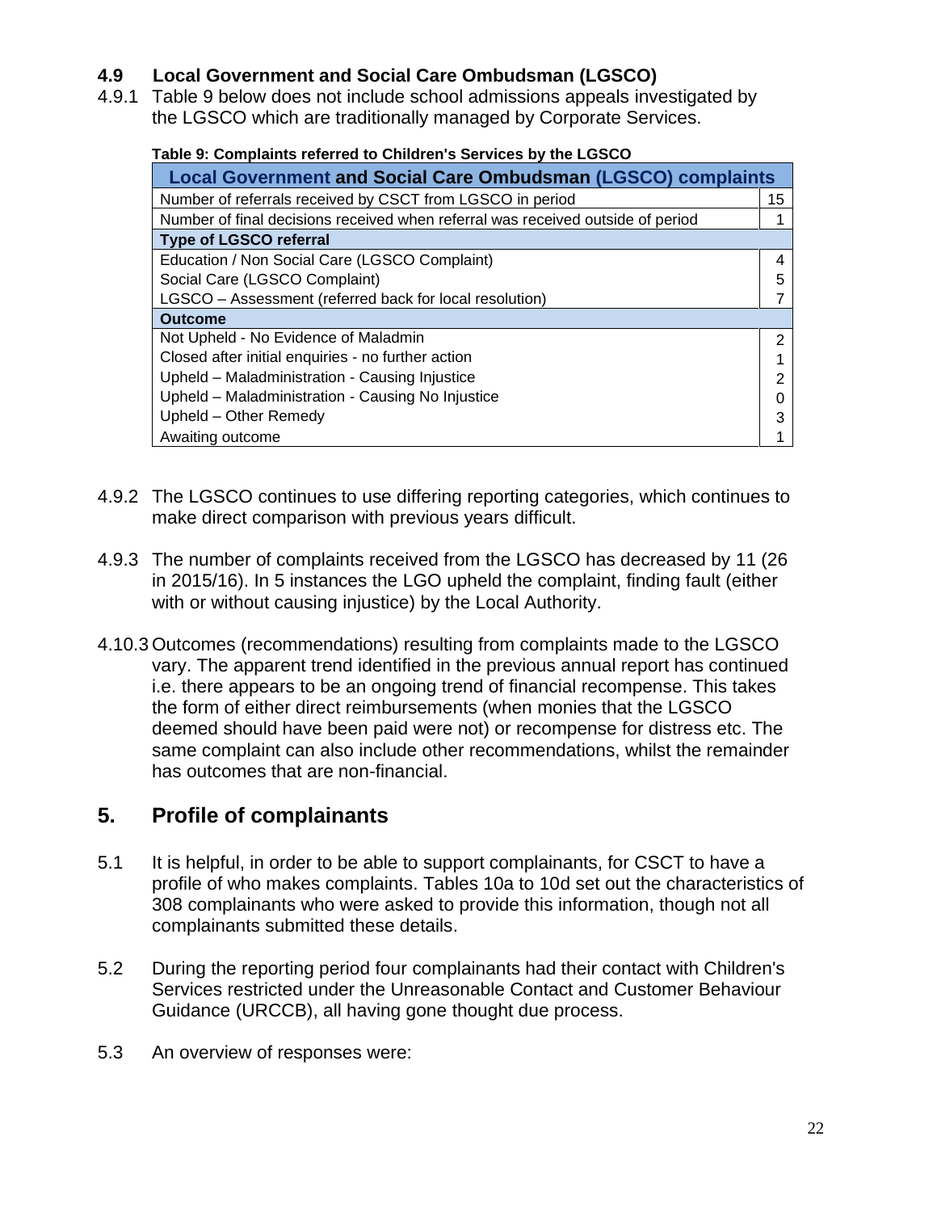## 4.9 Local Government and Social Care Ombudsman (LGSCO)

4.9.1 Table 9 below does not include school admissions appeals investigated by the LGSCO which are traditionally managed by Corporate Services.

**Table 9: Complaints referred to Children's Services by the LGSCO**

| Local Government and Social Care Ombudsman (LGSCO) complaints | |
|---|---|
| Number of referrals received by CSCT from LGSCO in period | 15 |
| Number of final decisions received when referral was received outside of period | 1 |
| **Type of LGSCO referral** | |
| Education / Non Social Care (LGSCO Complaint) | 4 |
| Social Care (LGSCO Complaint) | 5 |
| LGSCO – Assessment (referred back for local resolution) | 7 |
| **Outcome** | |
| Not Upheld - No Evidence of Maladmin | 2 |
| Closed after initial enquiries - no further action | 1 |
| Upheld – Maladministration - Causing Injustice | 2 |
| Upheld – Maladministration - Causing No Injustice | 0 |
| Upheld – Other Remedy | 3 |
| Awaiting outcome | 1 |

4.9.2 The LGSCO continues to use differing reporting categories, which continues to make direct comparison with previous years difficult.

4.9.3 The number of complaints received from the LGSCO has decreased by 11 (26 in 2015/16). In 5 instances the LGO upheld the complaint, finding fault (either with or without causing injustice) by the Local Authority.

4.10.3 Outcomes (recommendations) resulting from complaints made to the LGSCO vary. The apparent trend identified in the previous annual report has continued i.e. there appears to be an ongoing trend of financial recompense. This takes the form of either direct reimbursements (when monies that the LGSCO deemed should have been paid were not) or recompense for distress etc. The same complaint can also include other recommendations, whilst the remainder has outcomes that are non-financial.

## 5. Profile of complainants

5.1 It is helpful, in order to be able to support complainants, for CSCT to have a profile of who makes complaints. Tables 10a to 10d set out the characteristics of 308 complainants who were asked to provide this information, though not all complainants submitted these details.

5.2 During the reporting period four complainants had their contact with Children's Services restricted under the Unreasonable Contact and Customer Behaviour Guidance (URCCB), all having gone thought due process.

5.3 An overview of responses were: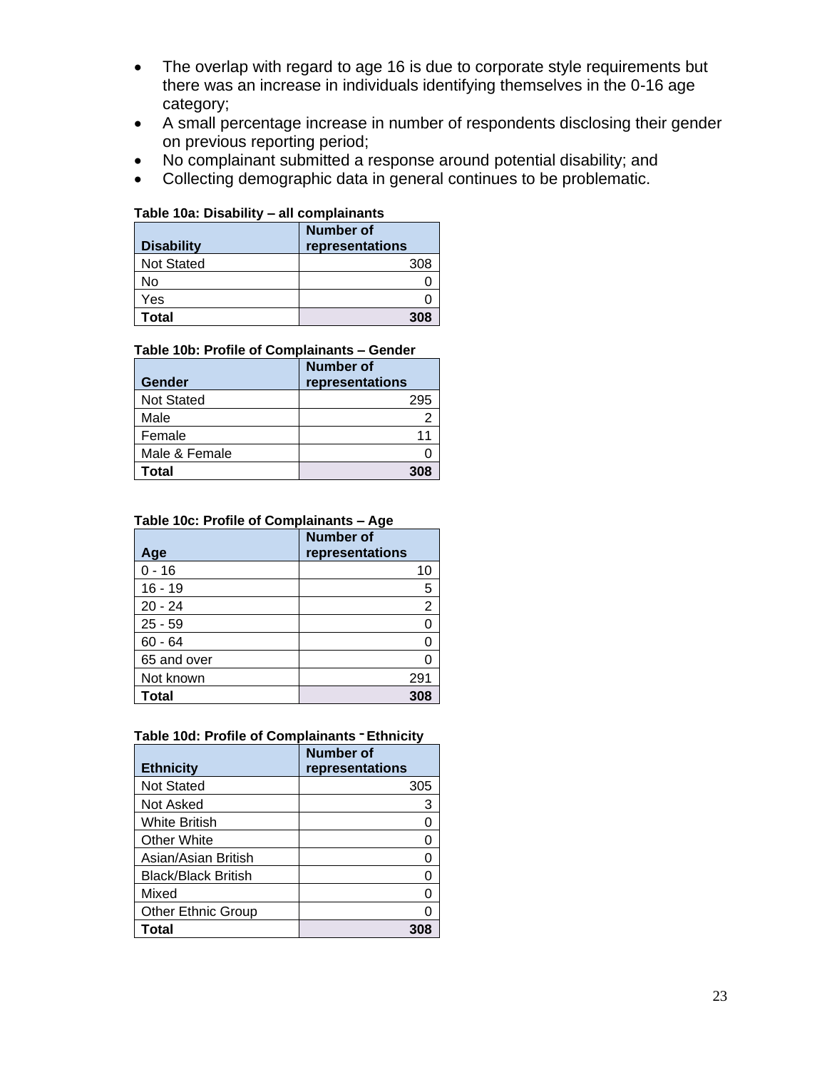- The overlap with regard to age 16 is due to corporate style requirements but there was an increase in individuals identifying themselves in the 0-16 age category;
- A small percentage increase in number of respondents disclosing their gender on previous reporting period;
- No complainant submitted a response around potential disability; and
- Collecting demographic data in general continues to be problematic.

**Table 10a: Disability – all complainants**

| Disability | Number of representations |
|---|---|
| Not Stated | 308 |
| No | 0 |
| Yes | 0 |
| **Total** | **308** |

**Table 10b: Profile of Complainants – Gender**

| Gender | Number of representations |
|---|---|
| Not Stated | 295 |
| Male | 2 |
| Female | 11 |
| Male & Female | 0 |
| **Total** | **308** |

**Table 10c: Profile of Complainants – Age**

| Age | Number of representations |
|---|---|
| 0 - 16 | 10 |
| 16 - 19 | 5 |
| 20 - 24 | 2 |
| 25 - 59 | 0 |
| 60 - 64 | 0 |
| 65 and over | 0 |
| Not known | 291 |
| **Total** | **308** |

**Table 10d: Profile of Complainants - Ethnicity**

| Ethnicity | Number of representations |
|---|---|
| Not Stated | 305 |
| Not Asked | 3 |
| White British | 0 |
| Other White | 0 |
| Asian/Asian British | 0 |
| Black/Black British | 0 |
| Mixed | 0 |
| Other Ethnic Group | 0 |
| **Total** | **308** |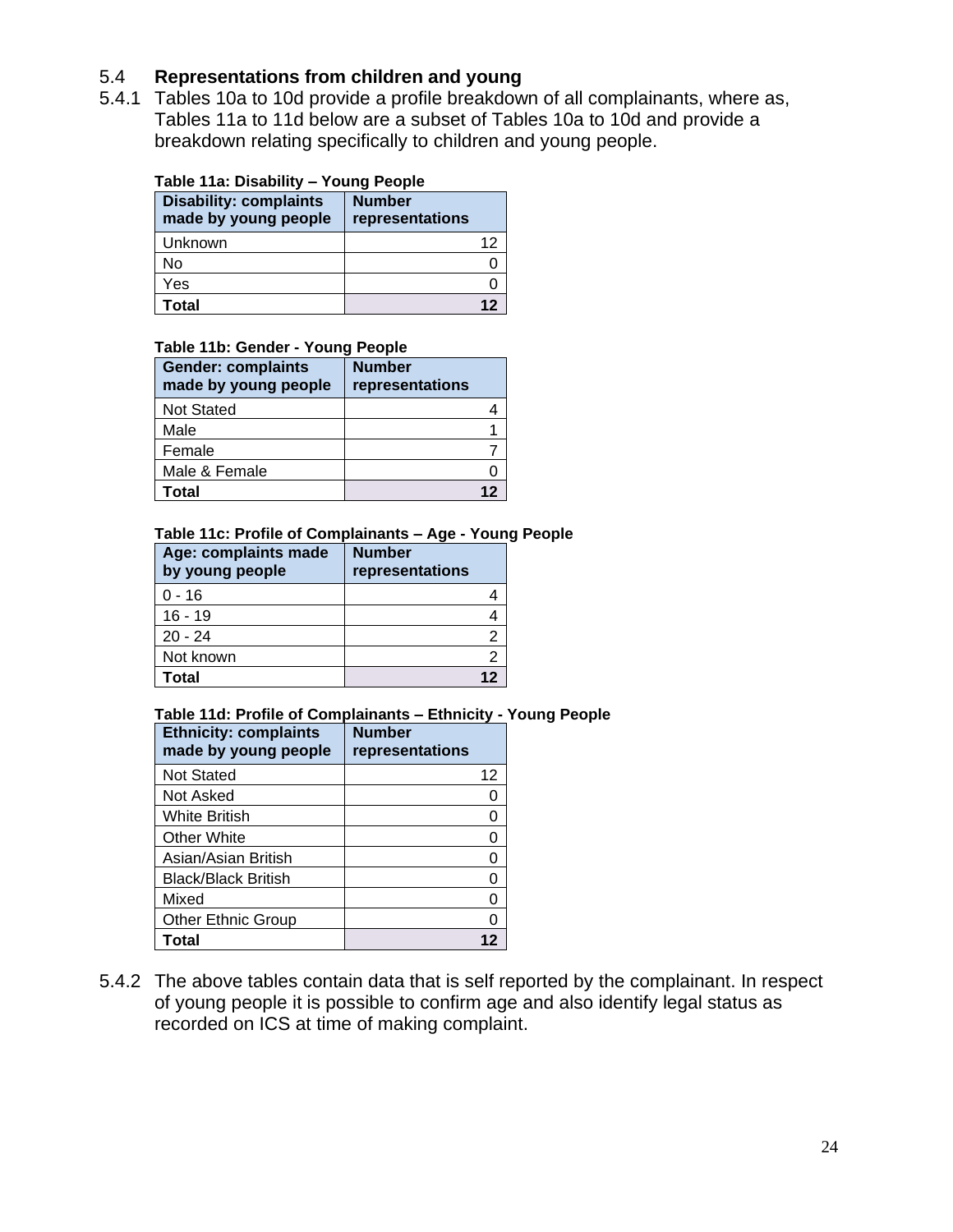## 5.4 Representations from children and young

5.4.1 Tables 10a to 10d provide a profile breakdown of all complainants, where as, Tables 11a to 11d below are a subset of Tables 10a to 10d and provide a breakdown relating specifically to children and young people.

**Table 11a: Disability – Young People**

| Disability: complaints made by young people | Number representations |
|---|---|
| Unknown | 12 |
| No | 0 |
| Yes | 0 |
| **Total** | **12** |

**Table 11b: Gender - Young People**

| Gender: complaints made by young people | Number representations |
|---|---|
| Not Stated | 4 |
| Male | 1 |
| Female | 7 |
| Male & Female | 0 |
| **Total** | **12** |

**Table 11c: Profile of Complainants – Age - Young People**

| Age: complaints made by young people | Number representations |
|---|---|
| 0 - 16 | 4 |
| 16 - 19 | 4 |
| 20 - 24 | 2 |
| Not known | 2 |
| **Total** | **12** |

**Table 11d: Profile of Complainants – Ethnicity - Young People**

| Ethnicity: complaints made by young people | Number representations |
|---|---|
| Not Stated | 12 |
| Not Asked | 0 |
| White British | 0 |
| Other White | 0 |
| Asian/Asian British | 0 |
| Black/Black British | 0 |
| Mixed | 0 |
| Other Ethnic Group | 0 |
| **Total** | **12** |

5.4.2 The above tables contain data that is self reported by the complainant. In respect of young people it is possible to confirm age and also identify legal status as recorded on ICS at time of making complaint.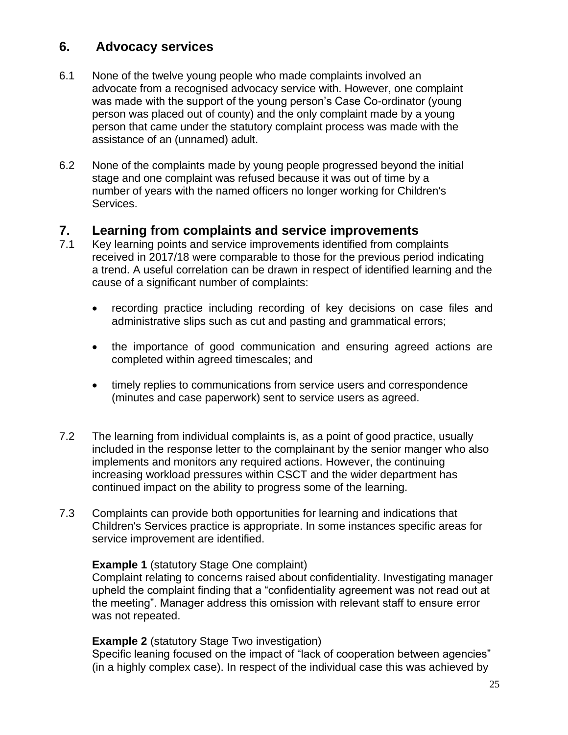## 6. Advocacy services

6.1 None of the twelve young people who made complaints involved an advocate from a recognised advocacy service with. However, one complaint was made with the support of the young person's Case Co-ordinator (young person was placed out of county) and the only complaint made by a young person that came under the statutory complaint process was made with the assistance of an (unnamed) adult.

6.2 None of the complaints made by young people progressed beyond the initial stage and one complaint was refused because it was out of time by a number of years with the named officers no longer working for Children's Services.

## 7. Learning from complaints and service improvements

7.1 Key learning points and service improvements identified from complaints received in 2017/18 were comparable to those for the previous period indicating a trend. A useful correlation can be drawn in respect of identified learning and the cause of a significant number of complaints:

- recording practice including recording of key decisions on case files and administrative slips such as cut and pasting and grammatical errors;
- the importance of good communication and ensuring agreed actions are completed within agreed timescales; and
- timely replies to communications from service users and correspondence (minutes and case paperwork) sent to service users as agreed.

7.2 The learning from individual complaints is, as a point of good practice, usually included in the response letter to the complainant by the senior manger who also implements and monitors any required actions. However, the continuing increasing workload pressures within CSCT and the wider department has continued impact on the ability to progress some of the learning.

7.3 Complaints can provide both opportunities for learning and indications that Children's Services practice is appropriate. In some instances specific areas for service improvement are identified.

**Example 1** (statutory Stage One complaint)
Complaint relating to concerns raised about confidentiality. Investigating manager upheld the complaint finding that a "confidentiality agreement was not read out at the meeting". Manager address this omission with relevant staff to ensure error was not repeated.

**Example 2** (statutory Stage Two investigation)
Specific leaning focused on the impact of "lack of cooperation between agencies" (in a highly complex case). In respect of the individual case this was achieved by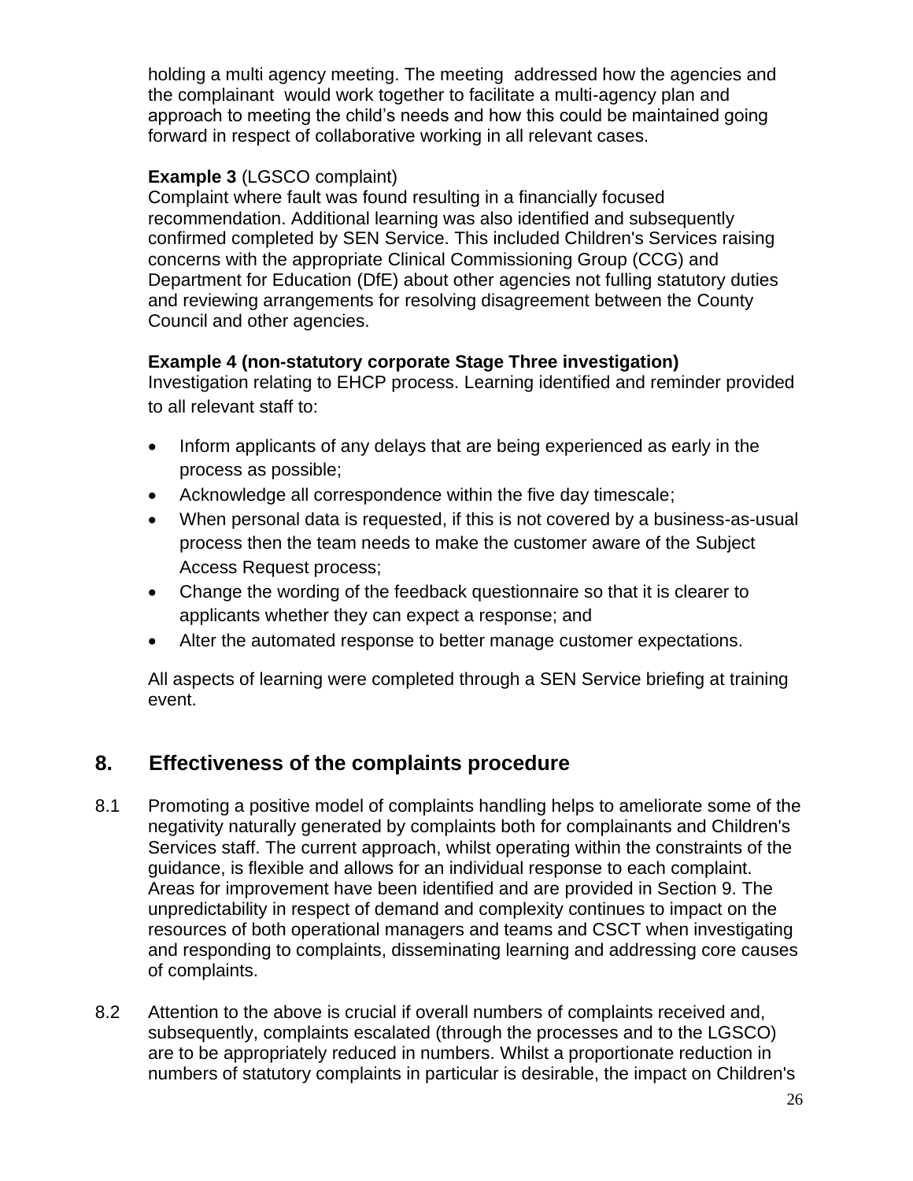holding a multi agency meeting. The meeting addressed how the agencies and the complainant would work together to facilitate a multi-agency plan and approach to meeting the child's needs and how this could be maintained going forward in respect of collaborative working in all relevant cases.

**Example 3** (LGSCO complaint)
Complaint where fault was found resulting in a financially focused recommendation. Additional learning was also identified and subsequently confirmed completed by SEN Service. This included Children's Services raising concerns with the appropriate Clinical Commissioning Group (CCG) and Department for Education (DfE) about other agencies not fulling statutory duties and reviewing arrangements for resolving disagreement between the County Council and other agencies.

**Example 4 (non-statutory corporate Stage Three investigation)**
Investigation relating to EHCP process. Learning identified and reminder provided to all relevant staff to:

- Inform applicants of any delays that are being experienced as early in the process as possible;
- Acknowledge all correspondence within the five day timescale;
- When personal data is requested, if this is not covered by a business-as-usual process then the team needs to make the customer aware of the Subject Access Request process;
- Change the wording of the feedback questionnaire so that it is clearer to applicants whether they can expect a response; and
- Alter the automated response to better manage customer expectations.

All aspects of learning were completed through a SEN Service briefing at training event.

## 8. Effectiveness of the complaints procedure

8.1 Promoting a positive model of complaints handling helps to ameliorate some of the negativity naturally generated by complaints both for complainants and Children's Services staff. The current approach, whilst operating within the constraints of the guidance, is flexible and allows for an individual response to each complaint. Areas for improvement have been identified and are provided in Section 9. The unpredictability in respect of demand and complexity continues to impact on the resources of both operational managers and teams and CSCT when investigating and responding to complaints, disseminating learning and addressing core causes of complaints.

8.2 Attention to the above is crucial if overall numbers of complaints received and, subsequently, complaints escalated (through the processes and to the LGSCO) are to be appropriately reduced in numbers. Whilst a proportionate reduction in numbers of statutory complaints in particular is desirable, the impact on Children's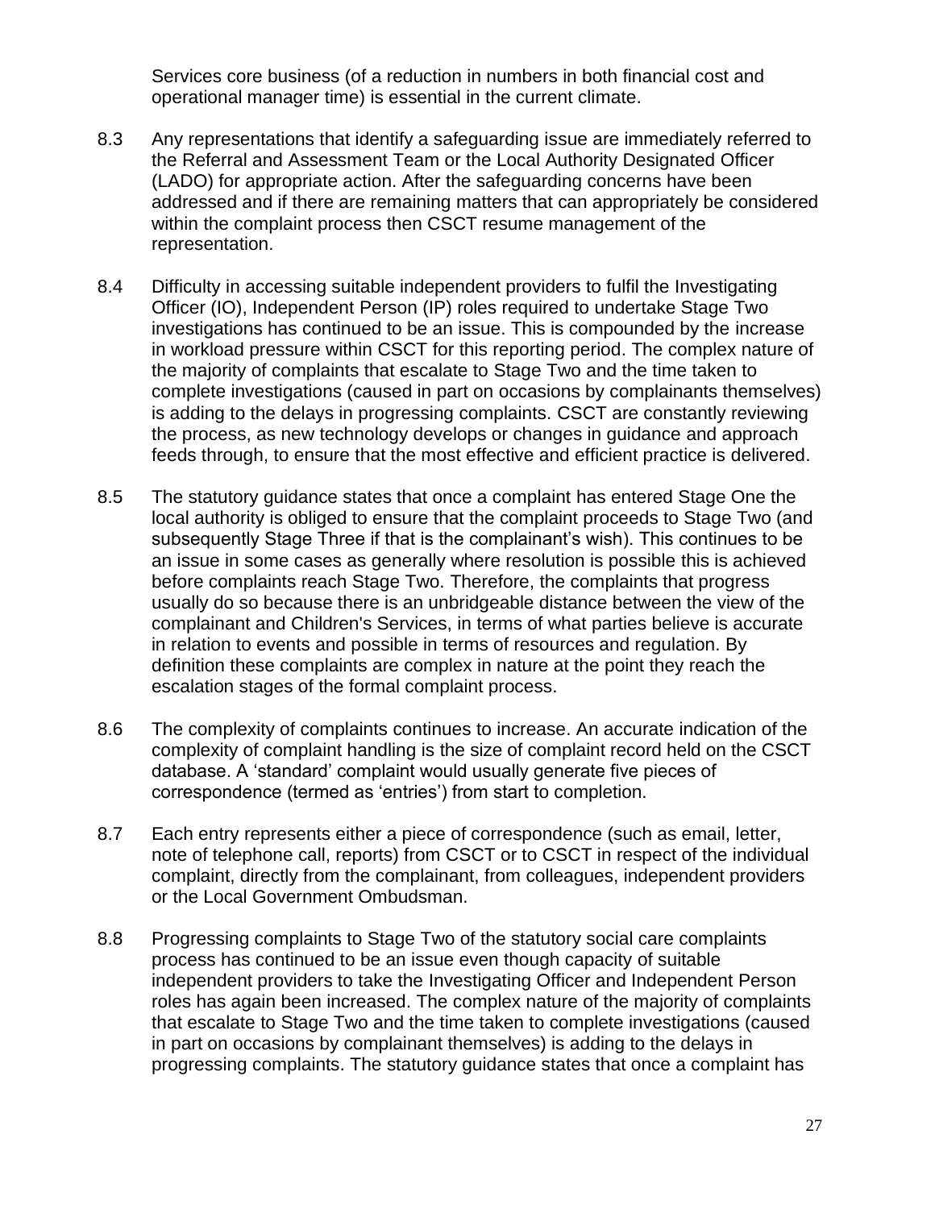Services core business (of a reduction in numbers in both financial cost and operational manager time) is essential in the current climate.

8.3 Any representations that identify a safeguarding issue are immediately referred to the Referral and Assessment Team or the Local Authority Designated Officer (LADO) for appropriate action. After the safeguarding concerns have been addressed and if there are remaining matters that can appropriately be considered within the complaint process then CSCT resume management of the representation.

8.4 Difficulty in accessing suitable independent providers to fulfil the Investigating Officer (IO), Independent Person (IP) roles required to undertake Stage Two investigations has continued to be an issue. This is compounded by the increase in workload pressure within CSCT for this reporting period. The complex nature of the majority of complaints that escalate to Stage Two and the time taken to complete investigations (caused in part on occasions by complainants themselves) is adding to the delays in progressing complaints. CSCT are constantly reviewing the process, as new technology develops or changes in guidance and approach feeds through, to ensure that the most effective and efficient practice is delivered.

8.5 The statutory guidance states that once a complaint has entered Stage One the local authority is obliged to ensure that the complaint proceeds to Stage Two (and subsequently Stage Three if that is the complainant's wish). This continues to be an issue in some cases as generally where resolution is possible this is achieved before complaints reach Stage Two. Therefore, the complaints that progress usually do so because there is an unbridgeable distance between the view of the complainant and Children's Services, in terms of what parties believe is accurate in relation to events and possible in terms of resources and regulation. By definition these complaints are complex in nature at the point they reach the escalation stages of the formal complaint process.

8.6 The complexity of complaints continues to increase. An accurate indication of the complexity of complaint handling is the size of complaint record held on the CSCT database. A 'standard' complaint would usually generate five pieces of correspondence (termed as 'entries') from start to completion.

8.7 Each entry represents either a piece of correspondence (such as email, letter, note of telephone call, reports) from CSCT or to CSCT in respect of the individual complaint, directly from the complainant, from colleagues, independent providers or the Local Government Ombudsman.

8.8 Progressing complaints to Stage Two of the statutory social care complaints process has continued to be an issue even though capacity of suitable independent providers to take the Investigating Officer and Independent Person roles has again been increased. The complex nature of the majority of complaints that escalate to Stage Two and the time taken to complete investigations (caused in part on occasions by complainant themselves) is adding to the delays in progressing complaints. The statutory guidance states that once a complaint has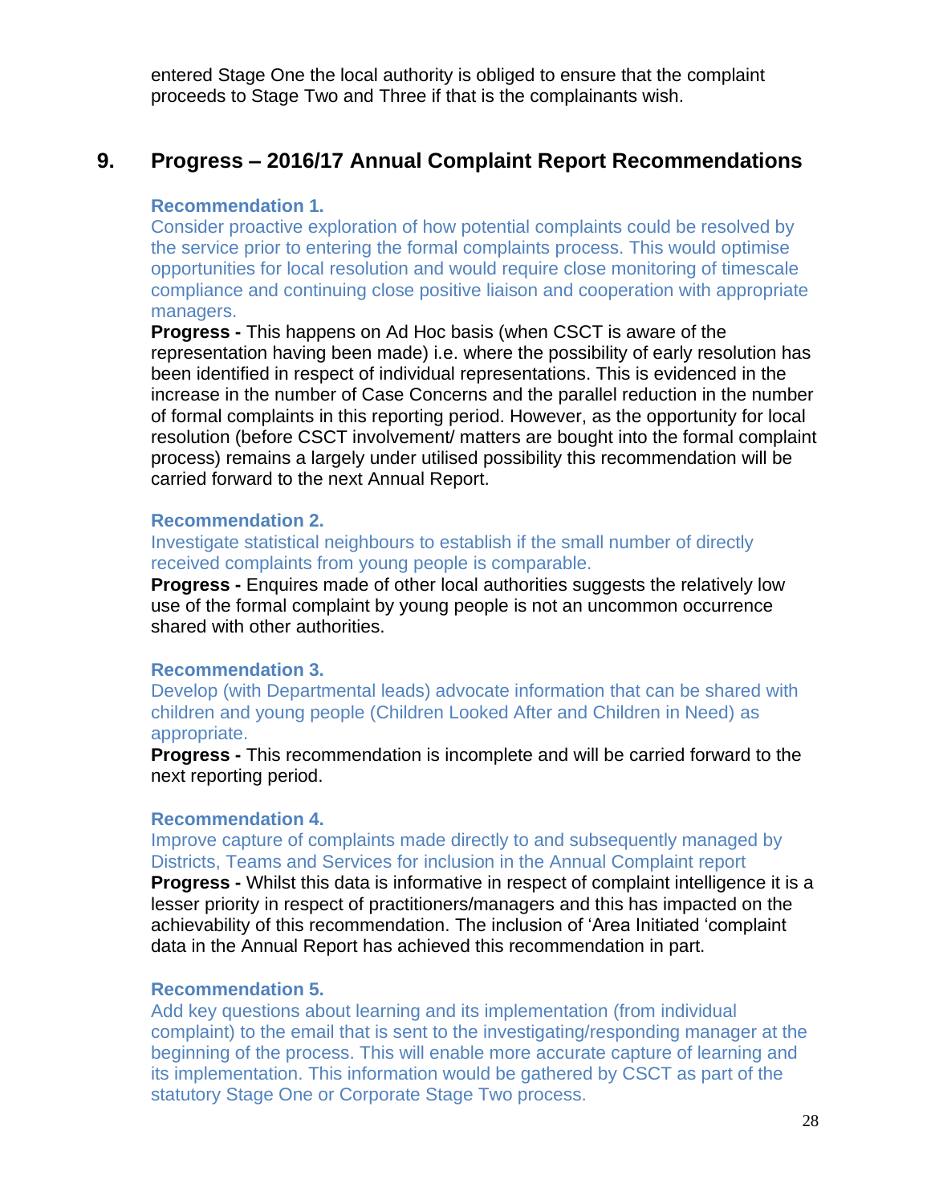entered Stage One the local authority is obliged to ensure that the complaint proceeds to Stage Two and Three if that is the complainants wish.

## 9. Progress – 2016/17 Annual Complaint Report Recommendations

**Recommendation 1.**

Consider proactive exploration of how potential complaints could be resolved by the service prior to entering the formal complaints process. This would optimise opportunities for local resolution and would require close monitoring of timescale compliance and continuing close positive liaison and cooperation with appropriate managers.

**Progress -** This happens on Ad Hoc basis (when CSCT is aware of the representation having been made) i.e. where the possibility of early resolution has been identified in respect of individual representations. This is evidenced in the increase in the number of Case Concerns and the parallel reduction in the number of formal complaints in this reporting period. However, as the opportunity for local resolution (before CSCT involvement/ matters are bought into the formal complaint process) remains a largely under utilised possibility this recommendation will be carried forward to the next Annual Report.

**Recommendation 2.**

Investigate statistical neighbours to establish if the small number of directly received complaints from young people is comparable.

**Progress -** Enquires made of other local authorities suggests the relatively low use of the formal complaint by young people is not an uncommon occurrence shared with other authorities.

**Recommendation 3.**

Develop (with Departmental leads) advocate information that can be shared with children and young people (Children Looked After and Children in Need) as appropriate.

**Progress -** This recommendation is incomplete and will be carried forward to the next reporting period.

**Recommendation 4.**

Improve capture of complaints made directly to and subsequently managed by Districts, Teams and Services for inclusion in the Annual Complaint report

**Progress -** Whilst this data is informative in respect of complaint intelligence it is a lesser priority in respect of practitioners/managers and this has impacted on the achievability of this recommendation. The inclusion of 'Area Initiated 'complaint data in the Annual Report has achieved this recommendation in part.

**Recommendation 5.**

Add key questions about learning and its implementation (from individual complaint) to the email that is sent to the investigating/responding manager at the beginning of the process. This will enable more accurate capture of learning and its implementation. This information would be gathered by CSCT as part of the statutory Stage One or Corporate Stage Two process.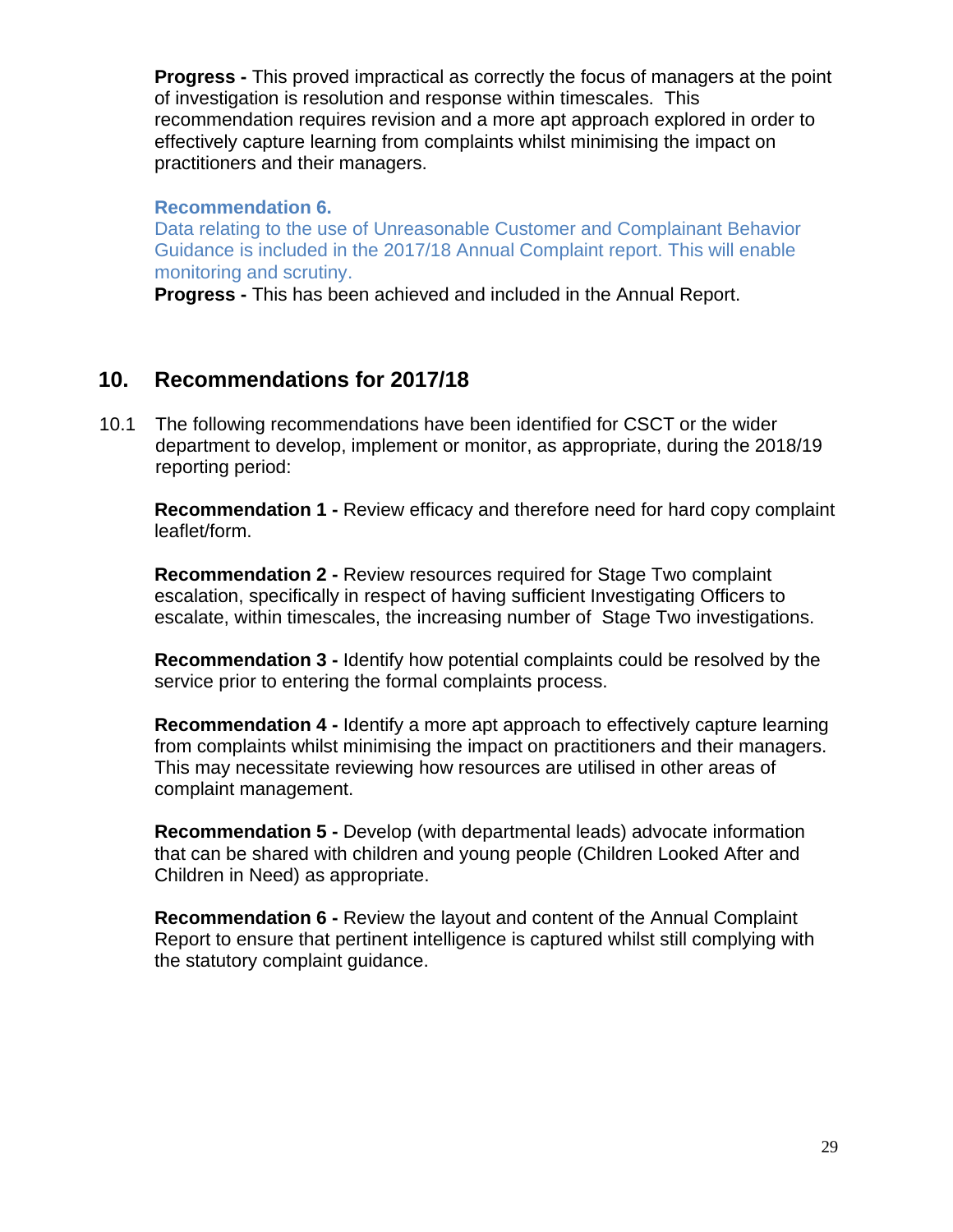**Progress -** This proved impractical as correctly the focus of managers at the point of investigation is resolution and response within timescales. This recommendation requires revision and a more apt approach explored in order to effectively capture learning from complaints whilst minimising the impact on practitioners and their managers.

**Recommendation 6.**

Data relating to the use of Unreasonable Customer and Complainant Behavior Guidance is included in the 2017/18 Annual Complaint report. This will enable monitoring and scrutiny.

**Progress -** This has been achieved and included in the Annual Report.

## 10. Recommendations for 2017/18

10.1 The following recommendations have been identified for CSCT or the wider department to develop, implement or monitor, as appropriate, during the 2018/19 reporting period:

**Recommendation 1 -** Review efficacy and therefore need for hard copy complaint leaflet/form.

**Recommendation 2 -** Review resources required for Stage Two complaint escalation, specifically in respect of having sufficient Investigating Officers to escalate, within timescales, the increasing number of Stage Two investigations.

**Recommendation 3 -** Identify how potential complaints could be resolved by the service prior to entering the formal complaints process.

**Recommendation 4 -** Identify a more apt approach to effectively capture learning from complaints whilst minimising the impact on practitioners and their managers. This may necessitate reviewing how resources are utilised in other areas of complaint management.

**Recommendation 5 -** Develop (with departmental leads) advocate information that can be shared with children and young people (Children Looked After and Children in Need) as appropriate.

**Recommendation 6 -** Review the layout and content of the Annual Complaint Report to ensure that pertinent intelligence is captured whilst still complying with the statutory complaint guidance.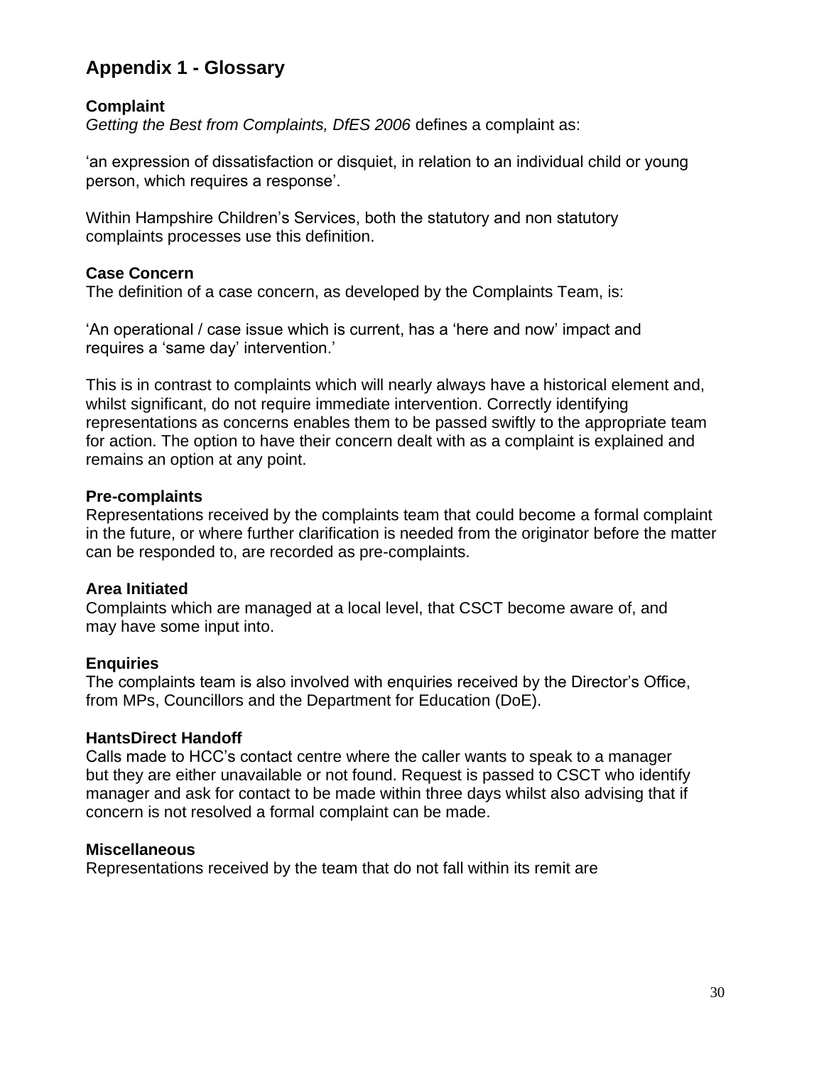## Appendix 1 - Glossary

**Complaint**

*Getting the Best from Complaints, DfES 2006* defines a complaint as:

'an expression of dissatisfaction or disquiet, in relation to an individual child or young person, which requires a response'.

Within Hampshire Children's Services, both the statutory and non statutory complaints processes use this definition.

**Case Concern**

The definition of a case concern, as developed by the Complaints Team, is:

'An operational / case issue which is current, has a 'here and now' impact and requires a 'same day' intervention.'

This is in contrast to complaints which will nearly always have a historical element and, whilst significant, do not require immediate intervention. Correctly identifying representations as concerns enables them to be passed swiftly to the appropriate team for action. The option to have their concern dealt with as a complaint is explained and remains an option at any point.

**Pre-complaints**

Representations received by the complaints team that could become a formal complaint in the future, or where further clarification is needed from the originator before the matter can be responded to, are recorded as pre-complaints.

**Area Initiated**

Complaints which are managed at a local level, that CSCT become aware of, and may have some input into.

**Enquiries**

The complaints team is also involved with enquiries received by the Director's Office, from MPs, Councillors and the Department for Education (DoE).

**HantsDirect Handoff**

Calls made to HCC's contact centre where the caller wants to speak to a manager but they are either unavailable or not found. Request is passed to CSCT who identify manager and ask for contact to be made within three days whilst also advising that if concern is not resolved a formal complaint can be made.

**Miscellaneous**

Representations received by the team that do not fall within its remit are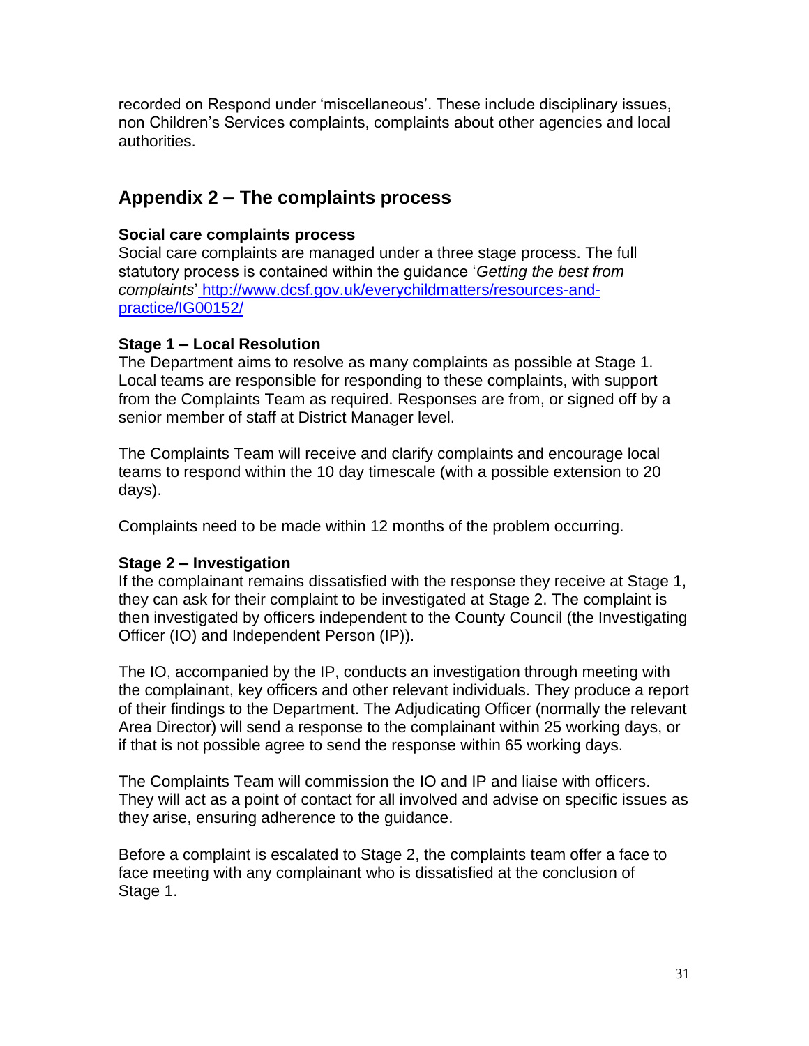recorded on Respond under 'miscellaneous'. These include disciplinary issues, non Children's Services complaints, complaints about other agencies and local authorities.

## Appendix 2 – The complaints process

**Social care complaints process**
Social care complaints are managed under a three stage process. The full statutory process is contained within the guidance '*Getting the best from complaints*' [http://www.dcsf.gov.uk/everychildmatters/resources-and-practice/IG00152/](http://www.dcsf.gov.uk/everychildmatters/resources-and-practice/IG00152/)

**Stage 1 – Local Resolution**
The Department aims to resolve as many complaints as possible at Stage 1. Local teams are responsible for responding to these complaints, with support from the Complaints Team as required. Responses are from, or signed off by a senior member of staff at District Manager level.

The Complaints Team will receive and clarify complaints and encourage local teams to respond within the 10 day timescale (with a possible extension to 20 days).

Complaints need to be made within 12 months of the problem occurring.

**Stage 2 – Investigation**
If the complainant remains dissatisfied with the response they receive at Stage 1, they can ask for their complaint to be investigated at Stage 2. The complaint is then investigated by officers independent to the County Council (the Investigating Officer (IO) and Independent Person (IP)).

The IO, accompanied by the IP, conducts an investigation through meeting with the complainant, key officers and other relevant individuals. They produce a report of their findings to the Department. The Adjudicating Officer (normally the relevant Area Director) will send a response to the complainant within 25 working days, or if that is not possible agree to send the response within 65 working days.

The Complaints Team will commission the IO and IP and liaise with officers. They will act as a point of contact for all involved and advise on specific issues as they arise, ensuring adherence to the guidance.

Before a complaint is escalated to Stage 2, the complaints team offer a face to face meeting with any complainant who is dissatisfied at the conclusion of Stage 1.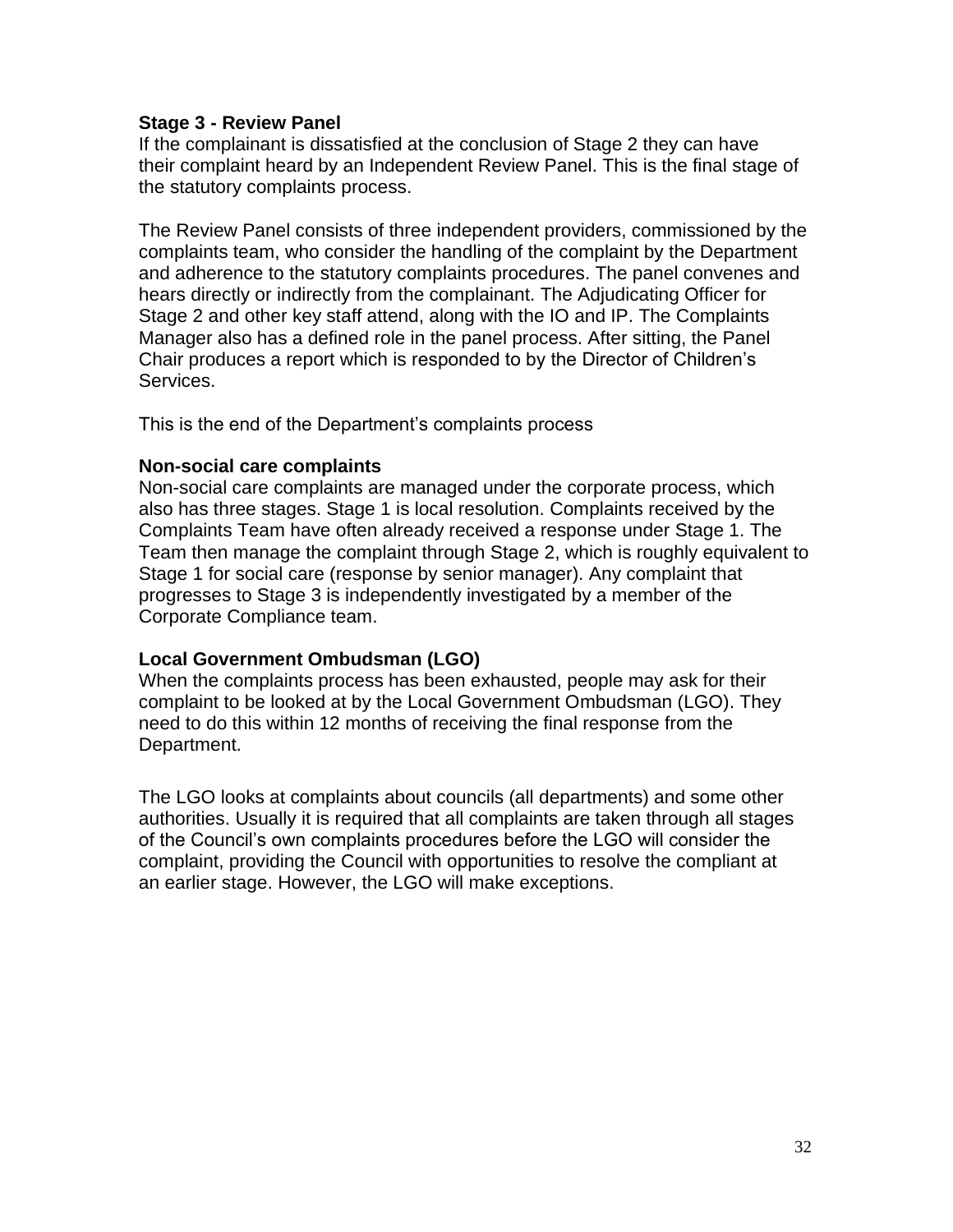**Stage 3 - Review Panel**

If the complainant is dissatisfied at the conclusion of Stage 2 they can have their complaint heard by an Independent Review Panel. This is the final stage of the statutory complaints process.

The Review Panel consists of three independent providers, commissioned by the complaints team, who consider the handling of the complaint by the Department and adherence to the statutory complaints procedures. The panel convenes and hears directly or indirectly from the complainant. The Adjudicating Officer for Stage 2 and other key staff attend, along with the IO and IP. The Complaints Manager also has a defined role in the panel process. After sitting, the Panel Chair produces a report which is responded to by the Director of Children's Services.

This is the end of the Department's complaints process

**Non-social care complaints**

Non-social care complaints are managed under the corporate process, which also has three stages. Stage 1 is local resolution. Complaints received by the Complaints Team have often already received a response under Stage 1. The Team then manage the complaint through Stage 2, which is roughly equivalent to Stage 1 for social care (response by senior manager). Any complaint that progresses to Stage 3 is independently investigated by a member of the Corporate Compliance team.

**Local Government Ombudsman (LGO)**

When the complaints process has been exhausted, people may ask for their complaint to be looked at by the Local Government Ombudsman (LGO). They need to do this within 12 months of receiving the final response from the Department.

The LGO looks at complaints about councils (all departments) and some other authorities. Usually it is required that all complaints are taken through all stages of the Council's own complaints procedures before the LGO will consider the complaint, providing the Council with opportunities to resolve the compliant at an earlier stage. However, the LGO will make exceptions.